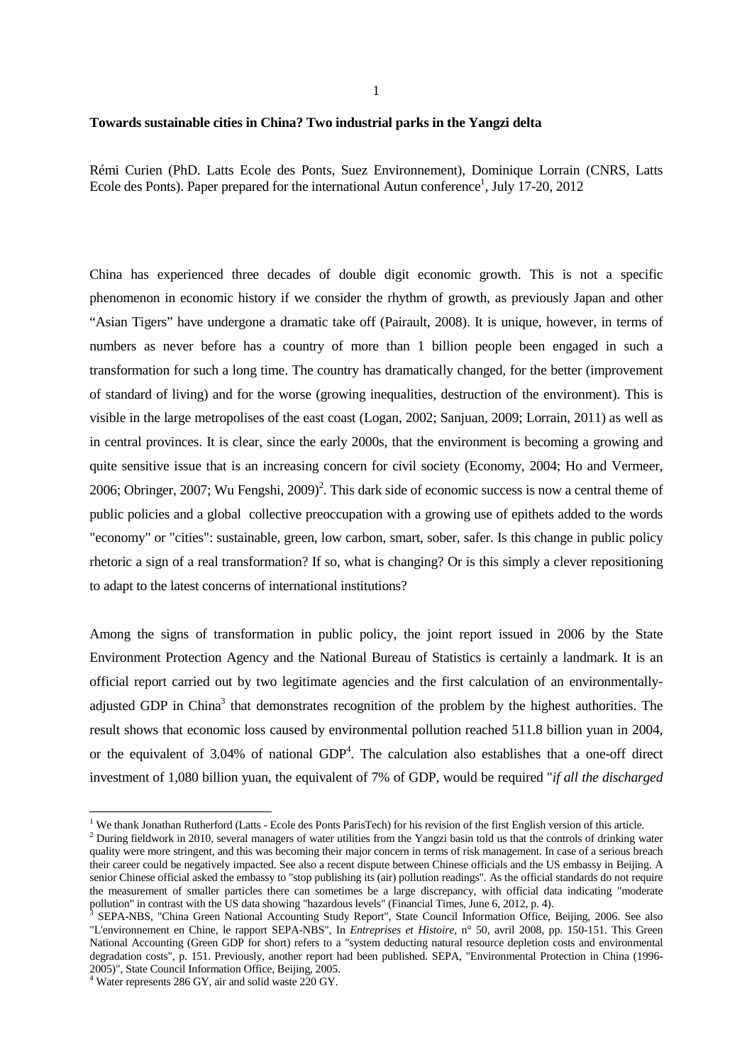**Towards sustainable cities in China? Two industrial parks in the Yangzi delta**

Rémi Curien (PhD. Latts Ecole des Ponts, Suez Environnement), Dominique Lorrain (CNRS, Latts Ecole des Ponts). Paper prepared for the international Autun conference[1], July 17-20, 2012

China has experienced three decades of double digit economic growth. This is not a specific phenomenon in economic history if we consider the rhythm of growth, as previously Japan and other "Asian Tigers" have undergone a dramatic take off (Pairault, 2008). It is unique, however, in terms of numbers as never before has a country of more than 1 billion people been engaged in such a transformation for such a long time. The country has dramatically changed, for the better (improvement of standard of living) and for the worse (growing inequalities, destruction of the environment). This is visible in the large metropolises of the east coast (Logan, 2002; Sanjuan, 2009; Lorrain, 2011) as well as in central provinces. It is clear, since the early 2000s, that the environment is becoming a growing and quite sensitive issue that is an increasing concern for civil society (Economy, 2004; Ho and Vermeer, 2006; Obringer, 2007; Wu Fengshi, 2009)[2]. This dark side of economic success is now a central theme of public policies and a global collective preoccupation with a growing use of epithets added to the words "economy" or "cities": sustainable, green, low carbon, smart, sober, safer. Is this change in public policy rhetoric a sign of a real transformation? If so, what is changing? Or is this simply a clever repositioning to adapt to the latest concerns of international institutions?

Among the signs of transformation in public policy, the joint report issued in 2006 by the State Environment Protection Agency and the National Bureau of Statistics is certainly a landmark. It is an official report carried out by two legitimate agencies and the first calculation of an environmentally-adjusted GDP in China[3] that demonstrates recognition of the problem by the highest authorities. The result shows that economic loss caused by environmental pollution reached 511.8 billion yuan in 2004, or the equivalent of 3.04% of national GDP[4]. The calculation also establishes that a one-off direct investment of 1,080 billion yuan, the equivalent of 7% of GDP, would be required "*if all the discharged*

---

[1] We thank Jonathan Rutherford (Latts - Ecole des Ponts ParisTech) for his revision of the first English version of this article.

[2] During fieldwork in 2010, several managers of water utilities from the Yangzi basin told us that the controls of drinking water quality were more stringent, and this was becoming their major concern in terms of risk management. In case of a serious breach their career could be negatively impacted. See also a recent dispute between Chinese officials and the US embassy in Beijing. A senior Chinese official asked the embassy to "stop publishing its (air) pollution readings". As the official standards do not require the measurement of smaller particles there can sometimes be a large discrepancy, with official data indicating "moderate pollution" in contrast with the US data showing "hazardous levels" (Financial Times, June 6, 2012, p. 4).

[3] SEPA-NBS, "China Green National Accounting Study Report", State Council Information Office, Beijing, 2006. See also "L'environnement en Chine, le rapport SEPA-NBS", In *Entreprises et Histoire*, n° 50, avril 2008, pp. 150-151. This Green National Accounting (Green GDP for short) refers to a "system deducting natural resource depletion costs and environmental degradation costs", p. 151. Previously, another report had been published. SEPA, "Environmental Protection in China (1996-2005)", State Council Information Office, Beijing, 2005.

[4] Water represents 286 GY, air and solid waste 220 GY.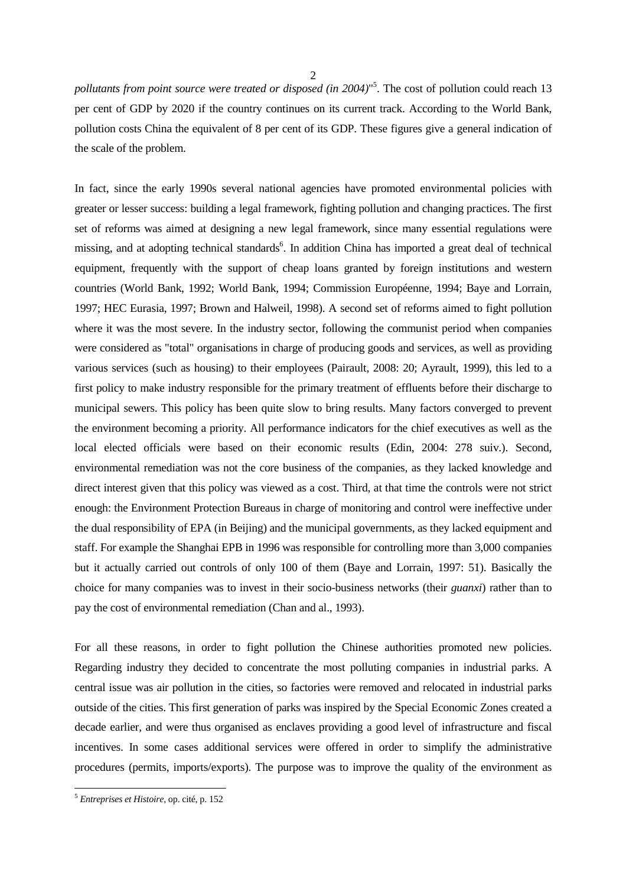*pollutants from point source were treated or disposed (in 2004)*"[5]. The cost of pollution could reach 13 per cent of GDP by 2020 if the country continues on its current track. According to the World Bank, pollution costs China the equivalent of 8 per cent of its GDP. These figures give a general indication of the scale of the problem.

In fact, since the early 1990s several national agencies have promoted environmental policies with greater or lesser success: building a legal framework, fighting pollution and changing practices. The first set of reforms was aimed at designing a new legal framework, since many essential regulations were missing, and at adopting technical standards[6]. In addition China has imported a great deal of technical equipment, frequently with the support of cheap loans granted by foreign institutions and western countries (World Bank, 1992; World Bank, 1994; Commission Européenne, 1994; Baye and Lorrain, 1997; HEC Eurasia, 1997; Brown and Halweil, 1998). A second set of reforms aimed to fight pollution where it was the most severe. In the industry sector, following the communist period when companies were considered as "total" organisations in charge of producing goods and services, as well as providing various services (such as housing) to their employees (Pairault, 2008: 20; Ayrault, 1999), this led to a first policy to make industry responsible for the primary treatment of effluents before their discharge to municipal sewers. This policy has been quite slow to bring results. Many factors converged to prevent the environment becoming a priority. All performance indicators for the chief executives as well as the local elected officials were based on their economic results (Edin, 2004: 278 suiv.). Second, environmental remediation was not the core business of the companies, as they lacked knowledge and direct interest given that this policy was viewed as a cost. Third, at that time the controls were not strict enough: the Environment Protection Bureaus in charge of monitoring and control were ineffective under the dual responsibility of EPA (in Beijing) and the municipal governments, as they lacked equipment and staff. For example the Shanghai EPB in 1996 was responsible for controlling more than 3,000 companies but it actually carried out controls of only 100 of them (Baye and Lorrain, 1997: 51). Basically the choice for many companies was to invest in their socio-business networks (their *guanxi*) rather than to pay the cost of environmental remediation (Chan and al., 1993).

For all these reasons, in order to fight pollution the Chinese authorities promoted new policies. Regarding industry they decided to concentrate the most polluting companies in industrial parks. A central issue was air pollution in the cities, so factories were removed and relocated in industrial parks outside of the cities. This first generation of parks was inspired by the Special Economic Zones created a decade earlier, and were thus organised as enclaves providing a good level of infrastructure and fiscal incentives. In some cases additional services were offered in order to simplify the administrative procedures (permits, imports/exports). The purpose was to improve the quality of the environment as

[5] *Entreprises et Histoire*, op. cité, p. 152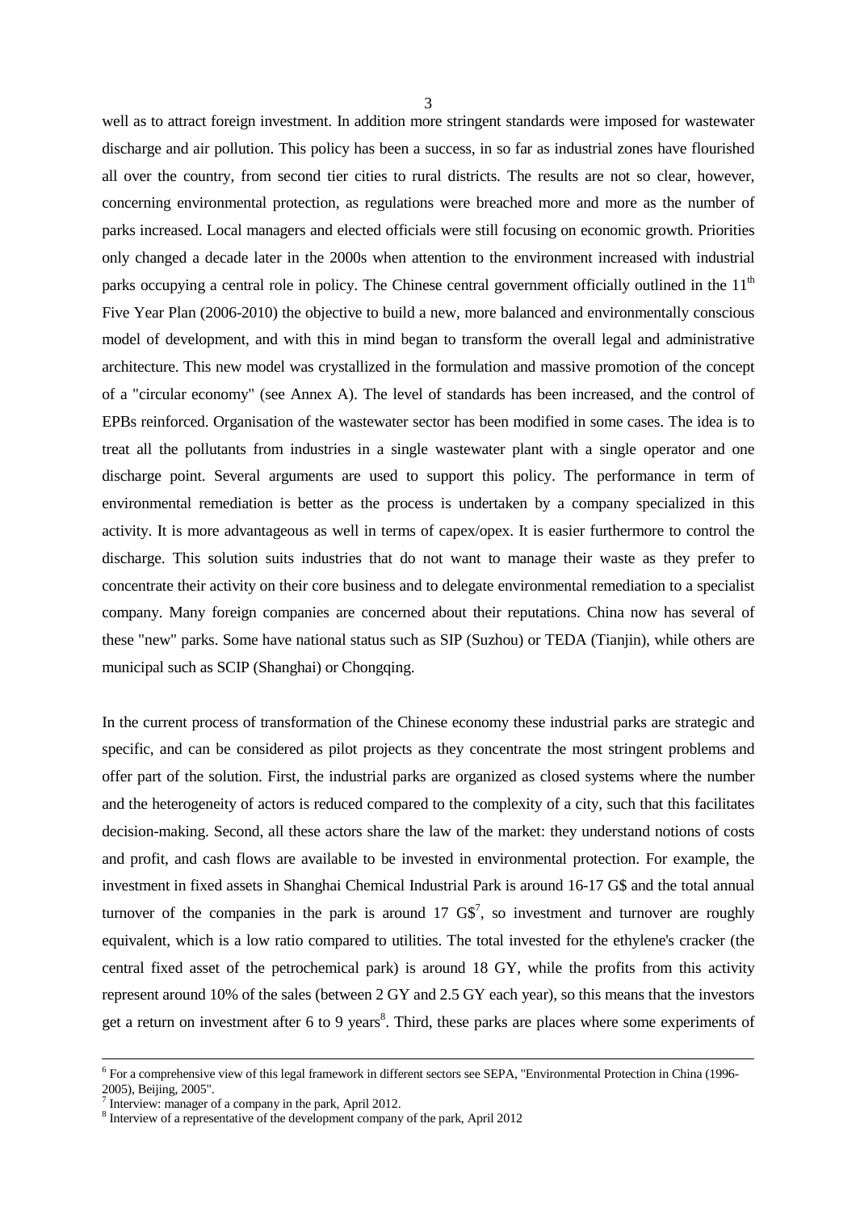well as to attract foreign investment. In addition more stringent standards were imposed for wastewater discharge and air pollution. This policy has been a success, in so far as industrial zones have flourished all over the country, from second tier cities to rural districts. The results are not so clear, however, concerning environmental protection, as regulations were breached more and more as the number of parks increased. Local managers and elected officials were still focusing on economic growth. Priorities only changed a decade later in the 2000s when attention to the environment increased with industrial parks occupying a central role in policy. The Chinese central government officially outlined in the 11th Five Year Plan (2006-2010) the objective to build a new, more balanced and environmentally conscious model of development, and with this in mind began to transform the overall legal and administrative architecture. This new model was crystallized in the formulation and massive promotion of the concept of a "circular economy" (see Annex A). The level of standards has been increased, and the control of EPBs reinforced. Organisation of the wastewater sector has been modified in some cases. The idea is to treat all the pollutants from industries in a single wastewater plant with a single operator and one discharge point. Several arguments are used to support this policy. The performance in term of environmental remediation is better as the process is undertaken by a company specialized in this activity. It is more advantageous as well in terms of capex/opex. It is easier furthermore to control the discharge. This solution suits industries that do not want to manage their waste as they prefer to concentrate their activity on their core business and to delegate environmental remediation to a specialist company. Many foreign companies are concerned about their reputations. China now has several of these "new" parks. Some have national status such as SIP (Suzhou) or TEDA (Tianjin), while others are municipal such as SCIP (Shanghai) or Chongqing.

In the current process of transformation of the Chinese economy these industrial parks are strategic and specific, and can be considered as pilot projects as they concentrate the most stringent problems and offer part of the solution. First, the industrial parks are organized as closed systems where the number and the heterogeneity of actors is reduced compared to the complexity of a city, such that this facilitates decision-making. Second, all these actors share the law of the market: they understand notions of costs and profit, and cash flows are available to be invested in environmental protection. For example, the investment in fixed assets in Shanghai Chemical Industrial Park is around 16-17 G$ and the total annual turnover of the companies in the park is around 17 G$[7], so investment and turnover are roughly equivalent, which is a low ratio compared to utilities. The total invested for the ethylene's cracker (the central fixed asset of the petrochemical park) is around 18 GY, while the profits from this activity represent around 10% of the sales (between 2 GY and 2.5 GY each year), so this means that the investors get a return on investment after 6 to 9 years[8]. Third, these parks are places where some experiments of

[6] For a comprehensive view of this legal framework in different sectors see SEPA, "Environmental Protection in China (1996-2005), Beijing, 2005".

[7] Interview: manager of a company in the park, April 2012.

[8] Interview of a representative of the development company of the park, April 2012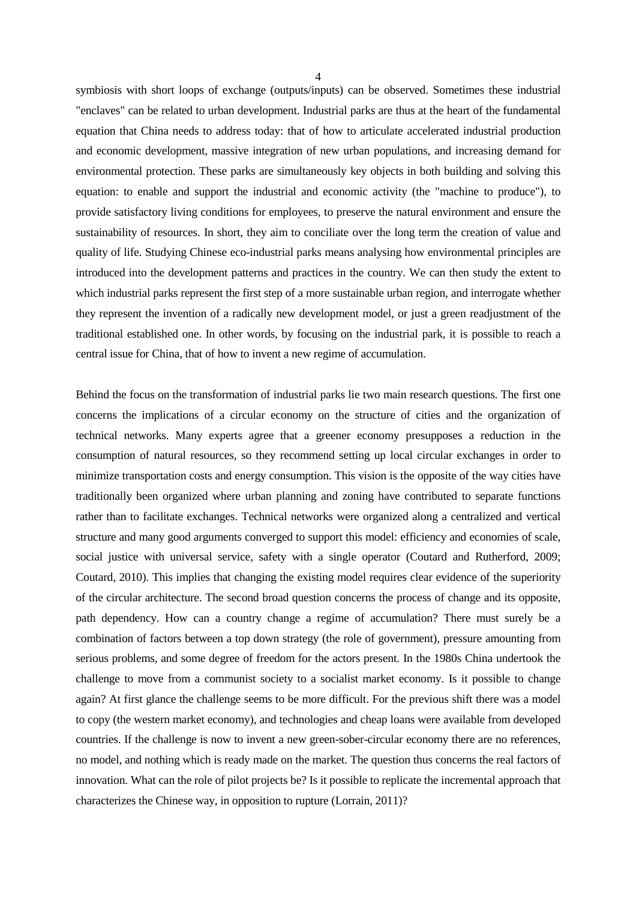symbiosis with short loops of exchange (outputs/inputs) can be observed. Sometimes these industrial "enclaves" can be related to urban development. Industrial parks are thus at the heart of the fundamental equation that China needs to address today: that of how to articulate accelerated industrial production and economic development, massive integration of new urban populations, and increasing demand for environmental protection. These parks are simultaneously key objects in both building and solving this equation: to enable and support the industrial and economic activity (the "machine to produce"), to provide satisfactory living conditions for employees, to preserve the natural environment and ensure the sustainability of resources. In short, they aim to conciliate over the long term the creation of value and quality of life. Studying Chinese eco-industrial parks means analysing how environmental principles are introduced into the development patterns and practices in the country. We can then study the extent to which industrial parks represent the first step of a more sustainable urban region, and interrogate whether they represent the invention of a radically new development model, or just a green readjustment of the traditional established one. In other words, by focusing on the industrial park, it is possible to reach a central issue for China, that of how to invent a new regime of accumulation.

Behind the focus on the transformation of industrial parks lie two main research questions. The first one concerns the implications of a circular economy on the structure of cities and the organization of technical networks. Many experts agree that a greener economy presupposes a reduction in the consumption of natural resources, so they recommend setting up local circular exchanges in order to minimize transportation costs and energy consumption. This vision is the opposite of the way cities have traditionally been organized where urban planning and zoning have contributed to separate functions rather than to facilitate exchanges. Technical networks were organized along a centralized and vertical structure and many good arguments converged to support this model: efficiency and economies of scale, social justice with universal service, safety with a single operator (Coutard and Rutherford, 2009; Coutard, 2010). This implies that changing the existing model requires clear evidence of the superiority of the circular architecture. The second broad question concerns the process of change and its opposite, path dependency. How can a country change a regime of accumulation? There must surely be a combination of factors between a top down strategy (the role of government), pressure amounting from serious problems, and some degree of freedom for the actors present. In the 1980s China undertook the challenge to move from a communist society to a socialist market economy. Is it possible to change again? At first glance the challenge seems to be more difficult. For the previous shift there was a model to copy (the western market economy), and technologies and cheap loans were available from developed countries. If the challenge is now to invent a new green-sober-circular economy there are no references, no model, and nothing which is ready made on the market. The question thus concerns the real factors of innovation. What can the role of pilot projects be? Is it possible to replicate the incremental approach that characterizes the Chinese way, in opposition to rupture (Lorrain, 2011)?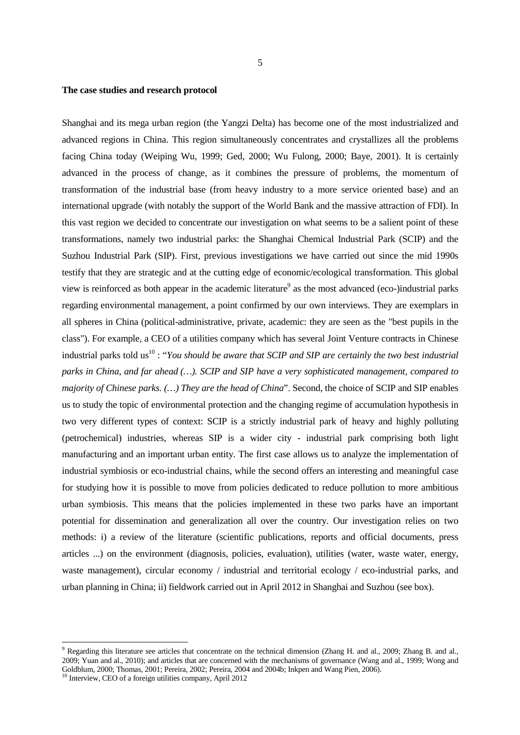**The case studies and research protocol**

Shanghai and its mega urban region (the Yangzi Delta) has become one of the most industrialized and advanced regions in China. This region simultaneously concentrates and crystallizes all the problems facing China today (Weiping Wu, 1999; Ged, 2000; Wu Fulong, 2000; Baye, 2001). It is certainly advanced in the process of change, as it combines the pressure of problems, the momentum of transformation of the industrial base (from heavy industry to a more service oriented base) and an international upgrade (with notably the support of the World Bank and the massive attraction of FDI). In this vast region we decided to concentrate our investigation on what seems to be a salient point of these transformations, namely two industrial parks: the Shanghai Chemical Industrial Park (SCIP) and the Suzhou Industrial Park (SIP). First, previous investigations we have carried out since the mid 1990s testify that they are strategic and at the cutting edge of economic/ecological transformation. This global view is reinforced as both appear in the academic literature[9] as the most advanced (eco-)industrial parks regarding environmental management, a point confirmed by our own interviews. They are exemplars in all spheres in China (political-administrative, private, academic: they are seen as the "best pupils in the class"). For example, a CEO of a utilities company which has several Joint Venture contracts in Chinese industrial parks told us[10] : "*You should be aware that SCIP and SIP are certainly the two best industrial parks in China, and far ahead (…). SCIP and SIP have a very sophisticated management, compared to majority of Chinese parks. (…) They are the head of China*". Second, the choice of SCIP and SIP enables us to study the topic of environmental protection and the changing regime of accumulation hypothesis in two very different types of context: SCIP is a strictly industrial park of heavy and highly polluting (petrochemical) industries, whereas SIP is a wider city - industrial park comprising both light manufacturing and an important urban entity. The first case allows us to analyze the implementation of industrial symbiosis or eco-industrial chains, while the second offers an interesting and meaningful case for studying how it is possible to move from policies dedicated to reduce pollution to more ambitious urban symbiosis. This means that the policies implemented in these two parks have an important potential for dissemination and generalization all over the country. Our investigation relies on two methods: i) a review of the literature (scientific publications, reports and official documents, press articles ...) on the environment (diagnosis, policies, evaluation), utilities (water, waste water, energy, waste management), circular economy / industrial and territorial ecology / eco-industrial parks, and urban planning in China; ii) fieldwork carried out in April 2012 in Shanghai and Suzhou (see box).

---

[9] Regarding this literature see articles that concentrate on the technical dimension (Zhang H. and al., 2009; Zhang B. and al., 2009; Yuan and al., 2010); and articles that are concerned with the mechanisms of governance (Wang and al., 1999; Wong and Goldblum, 2000; Thomas, 2001; Pereira, 2002; Pereira, 2004 and 2004b; Inkpen and Wang Pien, 2006).

[10] Interview, CEO of a foreign utilities company, April 2012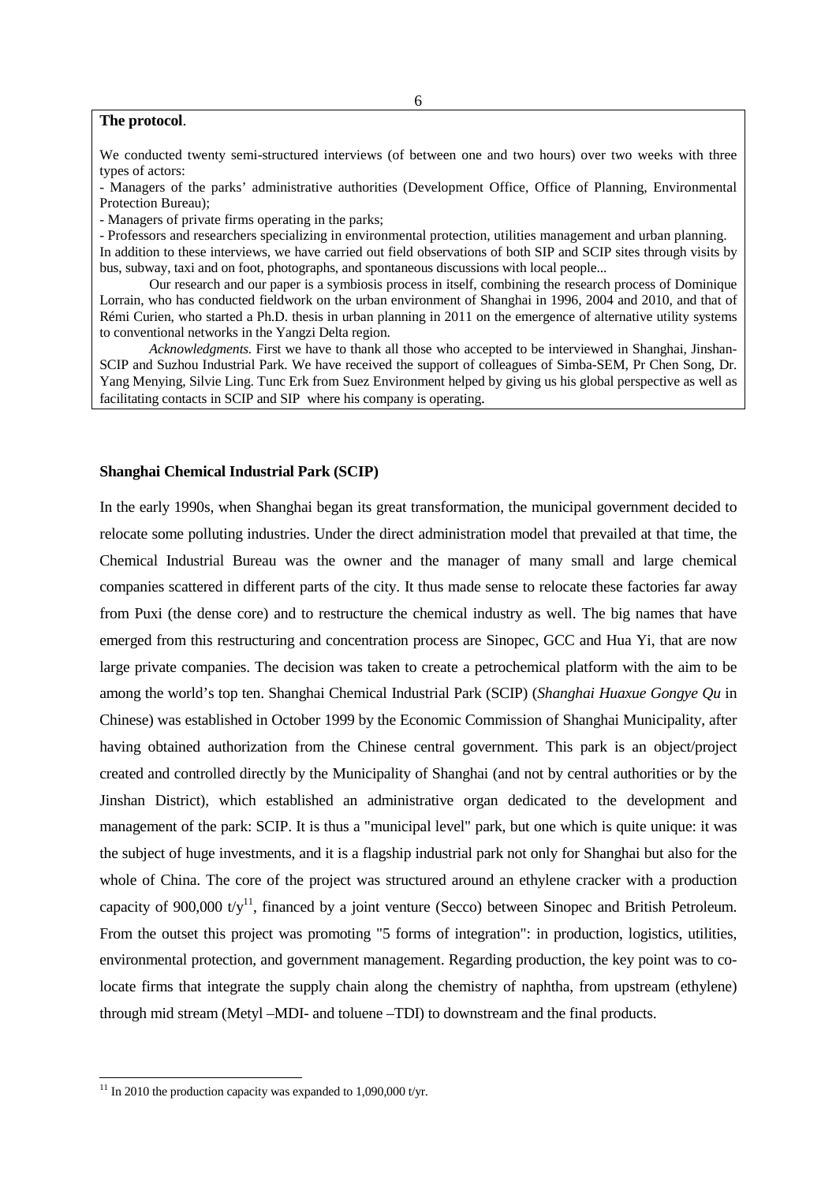**The protocol**.

We conducted twenty semi-structured interviews (of between one and two hours) over two weeks with three types of actors:

- Managers of the parks' administrative authorities (Development Office, Office of Planning, Environmental Protection Bureau);
- Managers of private firms operating in the parks;
- Professors and researchers specializing in environmental protection, utilities management and urban planning.

In addition to these interviews, we have carried out field observations of both SIP and SCIP sites through visits by bus, subway, taxi and on foot, photographs, and spontaneous discussions with local people...

Our research and our paper is a symbiosis process in itself, combining the research process of Dominique Lorrain, who has conducted fieldwork on the urban environment of Shanghai in 1996, 2004 and 2010, and that of Rémi Curien, who started a Ph.D. thesis in urban planning in 2011 on the emergence of alternative utility systems to conventional networks in the Yangzi Delta region.

*Acknowledgments.* First we have to thank all those who accepted to be interviewed in Shanghai, Jinshan-SCIP and Suzhou Industrial Park. We have received the support of colleagues of Simba-SEM, Pr Chen Song, Dr. Yang Menying, Silvie Ling. Tunc Erk from Suez Environment helped by giving us his global perspective as well as facilitating contacts in SCIP and SIP where his company is operating.

**Shanghai Chemical Industrial Park (SCIP)**

In the early 1990s, when Shanghai began its great transformation, the municipal government decided to relocate some polluting industries. Under the direct administration model that prevailed at that time, the Chemical Industrial Bureau was the owner and the manager of many small and large chemical companies scattered in different parts of the city. It thus made sense to relocate these factories far away from Puxi (the dense core) and to restructure the chemical industry as well. The big names that have emerged from this restructuring and concentration process are Sinopec, GCC and Hua Yi, that are now large private companies. The decision was taken to create a petrochemical platform with the aim to be among the world's top ten. Shanghai Chemical Industrial Park (SCIP) (*Shanghai Huaxue Gongye Qu* in Chinese) was established in October 1999 by the Economic Commission of Shanghai Municipality, after having obtained authorization from the Chinese central government. This park is an object/project created and controlled directly by the Municipality of Shanghai (and not by central authorities or by the Jinshan District), which established an administrative organ dedicated to the development and management of the park: SCIP. It is thus a "municipal level" park, but one which is quite unique: it was the subject of huge investments, and it is a flagship industrial park not only for Shanghai but also for the whole of China. The core of the project was structured around an ethylene cracker with a production capacity of 900,000 t/y[11], financed by a joint venture (Secco) between Sinopec and British Petroleum. From the outset this project was promoting "5 forms of integration": in production, logistics, utilities, environmental protection, and government management. Regarding production, the key point was to co-locate firms that integrate the supply chain along the chemistry of naphtha, from upstream (ethylene) through mid stream (Metyl –MDI- and toluene –TDI) to downstream and the final products.

[11] In 2010 the production capacity was expanded to 1,090,000 t/yr.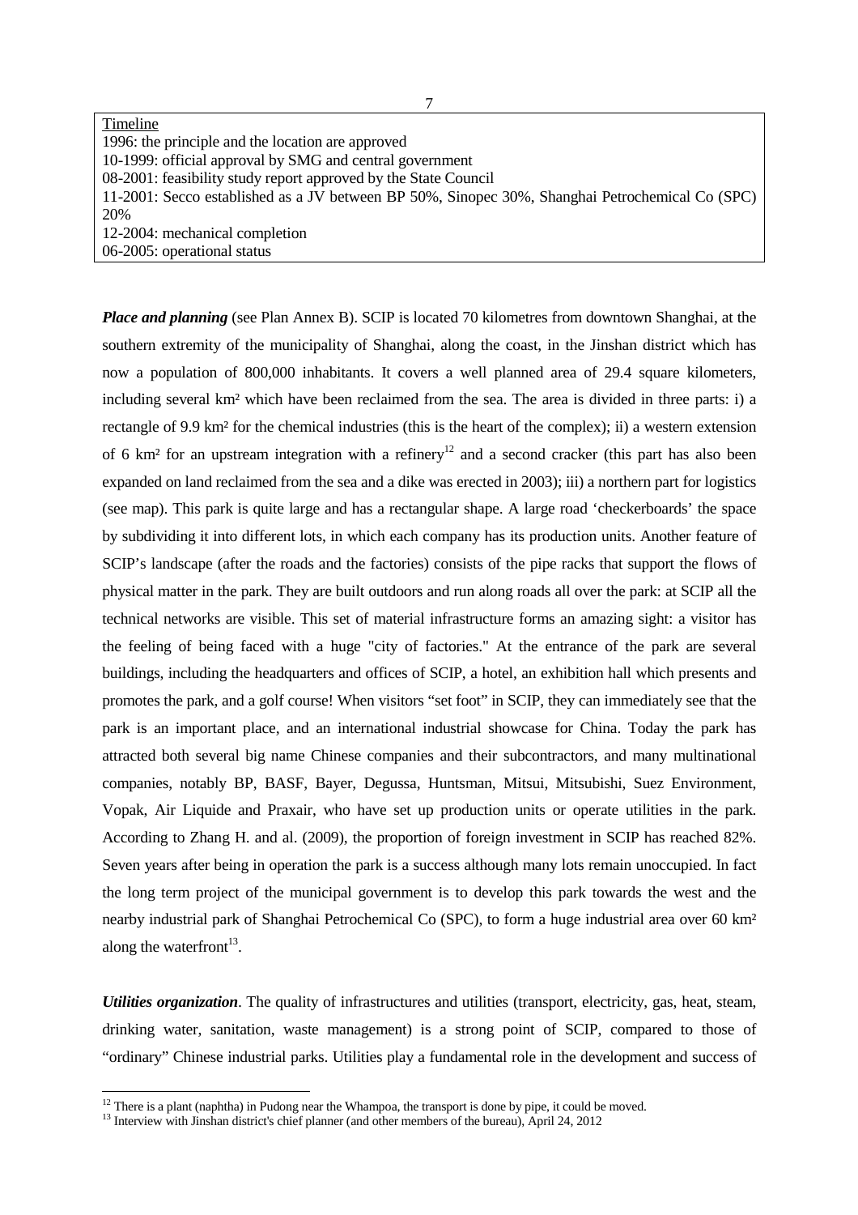Timeline
1996: the principle and the location are approved
10-1999: official approval by SMG and central government
08-2001: feasibility study report approved by the State Council
11-2001: Secco established as a JV between BP 50%, Sinopec 30%, Shanghai Petrochemical Co (SPC) 20%
12-2004: mechanical completion
06-2005: operational status

***Place and planning*** (see Plan Annex B). SCIP is located 70 kilometres from downtown Shanghai, at the southern extremity of the municipality of Shanghai, along the coast, in the Jinshan district which has now a population of 800,000 inhabitants. It covers a well planned area of 29.4 square kilometers, including several km² which have been reclaimed from the sea. The area is divided in three parts: i) a rectangle of 9.9 km² for the chemical industries (this is the heart of the complex); ii) a western extension of 6 km² for an upstream integration with a refinery[12] and a second cracker (this part has also been expanded on land reclaimed from the sea and a dike was erected in 2003); iii) a northern part for logistics (see map). This park is quite large and has a rectangular shape. A large road 'checkerboards' the space by subdividing it into different lots, in which each company has its production units. Another feature of SCIP's landscape (after the roads and the factories) consists of the pipe racks that support the flows of physical matter in the park. They are built outdoors and run along roads all over the park: at SCIP all the technical networks are visible. This set of material infrastructure forms an amazing sight: a visitor has the feeling of being faced with a huge "city of factories." At the entrance of the park are several buildings, including the headquarters and offices of SCIP, a hotel, an exhibition hall which presents and promotes the park, and a golf course! When visitors "set foot" in SCIP, they can immediately see that the park is an important place, and an international industrial showcase for China. Today the park has attracted both several big name Chinese companies and their subcontractors, and many multinational companies, notably BP, BASF, Bayer, Degussa, Huntsman, Mitsui, Mitsubishi, Suez Environment, Vopak, Air Liquide and Praxair, who have set up production units or operate utilities in the park. According to Zhang H. and al. (2009), the proportion of foreign investment in SCIP has reached 82%. Seven years after being in operation the park is a success although many lots remain unoccupied. In fact the long term project of the municipal government is to develop this park towards the west and the nearby industrial park of Shanghai Petrochemical Co (SPC), to form a huge industrial area over 60 km² along the waterfront[13].

***Utilities organization***. The quality of infrastructures and utilities (transport, electricity, gas, heat, steam, drinking water, sanitation, waste management) is a strong point of SCIP, compared to those of "ordinary" Chinese industrial parks. Utilities play a fundamental role in the development and success of

---

[12] There is a plant (naphtha) in Pudong near the Whampoa, the transport is done by pipe, it could be moved.

[13] Interview with Jinshan district's chief planner (and other members of the bureau), April 24, 2012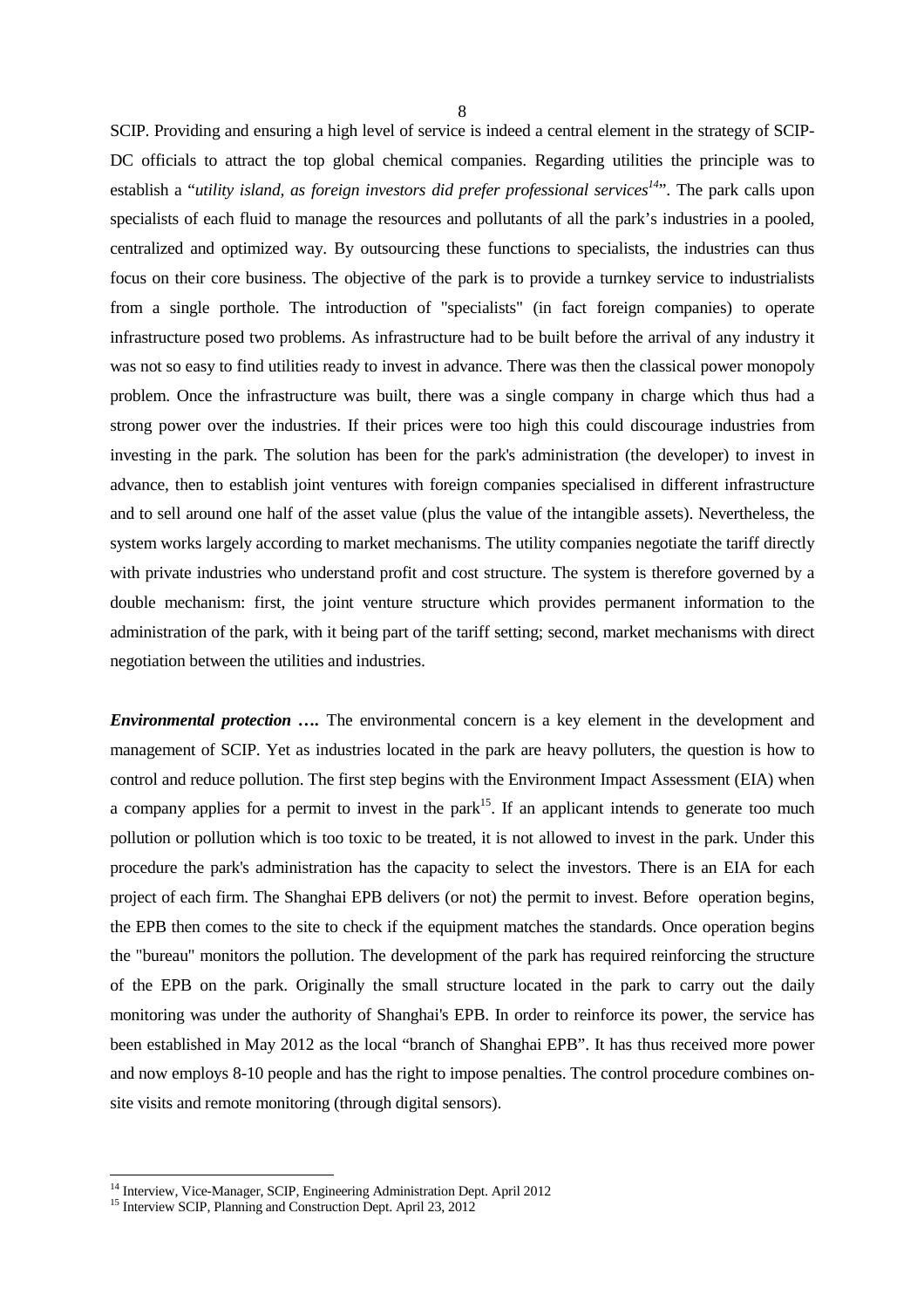SCIP. Providing and ensuring a high level of service is indeed a central element in the strategy of SCIP-DC officials to attract the top global chemical companies. Regarding utilities the principle was to establish a "*utility island, as foreign investors did prefer professional services*[14]". The park calls upon specialists of each fluid to manage the resources and pollutants of all the park's industries in a pooled, centralized and optimized way. By outsourcing these functions to specialists, the industries can thus focus on their core business. The objective of the park is to provide a turnkey service to industrialists from a single porthole. The introduction of "specialists" (in fact foreign companies) to operate infrastructure posed two problems. As infrastructure had to be built before the arrival of any industry it was not so easy to find utilities ready to invest in advance. There was then the classical power monopoly problem. Once the infrastructure was built, there was a single company in charge which thus had a strong power over the industries. If their prices were too high this could discourage industries from investing in the park. The solution has been for the park's administration (the developer) to invest in advance, then to establish joint ventures with foreign companies specialised in different infrastructure and to sell around one half of the asset value (plus the value of the intangible assets). Nevertheless, the system works largely according to market mechanisms. The utility companies negotiate the tariff directly with private industries who understand profit and cost structure. The system is therefore governed by a double mechanism: first, the joint venture structure which provides permanent information to the administration of the park, with it being part of the tariff setting; second, market mechanisms with direct negotiation between the utilities and industries.

***Environmental protection ….*** The environmental concern is a key element in the development and management of SCIP. Yet as industries located in the park are heavy polluters, the question is how to control and reduce pollution. The first step begins with the Environment Impact Assessment (EIA) when a company applies for a permit to invest in the park[15]. If an applicant intends to generate too much pollution or pollution which is too toxic to be treated, it is not allowed to invest in the park. Under this procedure the park's administration has the capacity to select the investors. There is an EIA for each project of each firm. The Shanghai EPB delivers (or not) the permit to invest. Before operation begins, the EPB then comes to the site to check if the equipment matches the standards. Once operation begins the "bureau" monitors the pollution. The development of the park has required reinforcing the structure of the EPB on the park. Originally the small structure located in the park to carry out the daily monitoring was under the authority of Shanghai's EPB. In order to reinforce its power, the service has been established in May 2012 as the local "branch of Shanghai EPB". It has thus received more power and now employs 8-10 people and has the right to impose penalties. The control procedure combines on-site visits and remote monitoring (through digital sensors).

---

[14] Interview, Vice-Manager, SCIP, Engineering Administration Dept. April 2012

[15] Interview SCIP, Planning and Construction Dept. April 23, 2012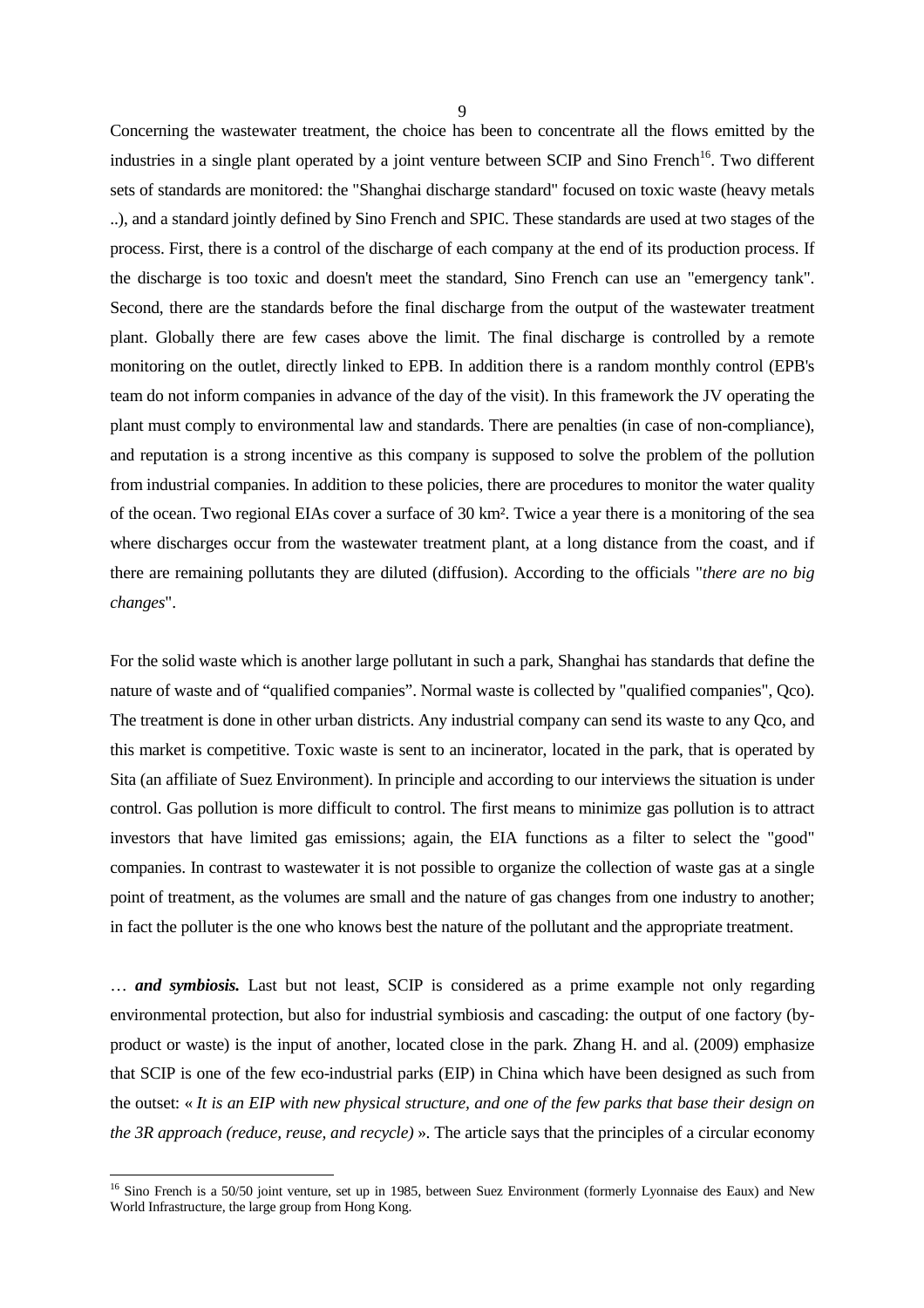Concerning the wastewater treatment, the choice has been to concentrate all the flows emitted by the industries in a single plant operated by a joint venture between SCIP and Sino French[16]. Two different sets of standards are monitored: the "Shanghai discharge standard" focused on toxic waste (heavy metals ..), and a standard jointly defined by Sino French and SPIC. These standards are used at two stages of the process. First, there is a control of the discharge of each company at the end of its production process. If the discharge is too toxic and doesn't meet the standard, Sino French can use an "emergency tank". Second, there are the standards before the final discharge from the output of the wastewater treatment plant. Globally there are few cases above the limit. The final discharge is controlled by a remote monitoring on the outlet, directly linked to EPB. In addition there is a random monthly control (EPB's team do not inform companies in advance of the day of the visit). In this framework the JV operating the plant must comply to environmental law and standards. There are penalties (in case of non-compliance), and reputation is a strong incentive as this company is supposed to solve the problem of the pollution from industrial companies. In addition to these policies, there are procedures to monitor the water quality of the ocean. Two regional EIAs cover a surface of 30 km². Twice a year there is a monitoring of the sea where discharges occur from the wastewater treatment plant, at a long distance from the coast, and if there are remaining pollutants they are diluted (diffusion). According to the officials "*there are no big changes*".

For the solid waste which is another large pollutant in such a park, Shanghai has standards that define the nature of waste and of "qualified companies". Normal waste is collected by "qualified companies", Qco). The treatment is done in other urban districts. Any industrial company can send its waste to any Qco, and this market is competitive. Toxic waste is sent to an incinerator, located in the park, that is operated by Sita (an affiliate of Suez Environment). In principle and according to our interviews the situation is under control. Gas pollution is more difficult to control. The first means to minimize gas pollution is to attract investors that have limited gas emissions; again, the EIA functions as a filter to select the "good" companies. In contrast to wastewater it is not possible to organize the collection of waste gas at a single point of treatment, as the volumes are small and the nature of gas changes from one industry to another; in fact the polluter is the one who knows best the nature of the pollutant and the appropriate treatment.

… ***and symbiosis.*** Last but not least, SCIP is considered as a prime example not only regarding environmental protection, but also for industrial symbiosis and cascading: the output of one factory (by-product or waste) is the input of another, located close in the park. Zhang H. and al. (2009) emphasize that SCIP is one of the few eco-industrial parks (EIP) in China which have been designed as such from the outset: « *It is an EIP with new physical structure, and one of the few parks that base their design on the 3R approach (reduce, reuse, and recycle)* ». The article says that the principles of a circular economy

[16] Sino French is a 50/50 joint venture, set up in 1985, between Suez Environment (formerly Lyonnaise des Eaux) and New World Infrastructure, the large group from Hong Kong.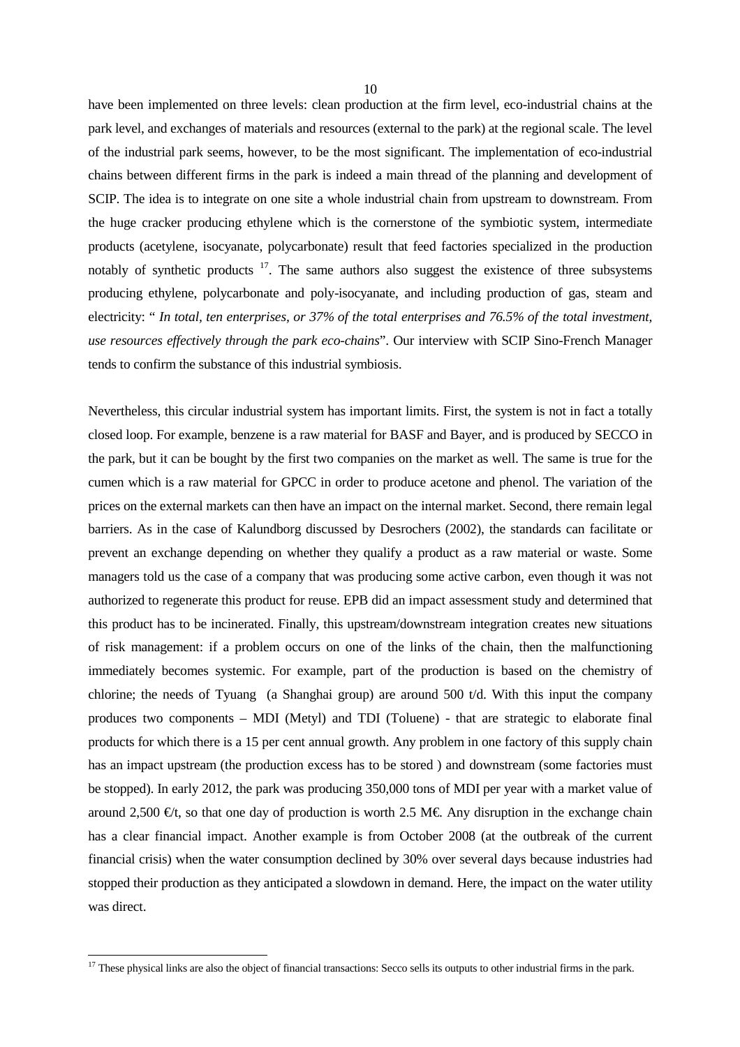have been implemented on three levels: clean production at the firm level, eco-industrial chains at the park level, and exchanges of materials and resources (external to the park) at the regional scale. The level of the industrial park seems, however, to be the most significant. The implementation of eco-industrial chains between different firms in the park is indeed a main thread of the planning and development of SCIP. The idea is to integrate on one site a whole industrial chain from upstream to downstream. From the huge cracker producing ethylene which is the cornerstone of the symbiotic system, intermediate products (acetylene, isocyanate, polycarbonate) result that feed factories specialized in the production notably of synthetic products [17]. The same authors also suggest the existence of three subsystems producing ethylene, polycarbonate and poly-isocyanate, and including production of gas, steam and electricity: " *In total, ten enterprises, or 37% of the total enterprises and 76.5% of the total investment, use resources effectively through the park eco-chains*". Our interview with SCIP Sino-French Manager tends to confirm the substance of this industrial symbiosis.

Nevertheless, this circular industrial system has important limits. First, the system is not in fact a totally closed loop. For example, benzene is a raw material for BASF and Bayer, and is produced by SECCO in the park, but it can be bought by the first two companies on the market as well. The same is true for the cumen which is a raw material for GPCC in order to produce acetone and phenol. The variation of the prices on the external markets can then have an impact on the internal market. Second, there remain legal barriers. As in the case of Kalundborg discussed by Desrochers (2002), the standards can facilitate or prevent an exchange depending on whether they qualify a product as a raw material or waste. Some managers told us the case of a company that was producing some active carbon, even though it was not authorized to regenerate this product for reuse. EPB did an impact assessment study and determined that this product has to be incinerated. Finally, this upstream/downstream integration creates new situations of risk management: if a problem occurs on one of the links of the chain, then the malfunctioning immediately becomes systemic. For example, part of the production is based on the chemistry of chlorine; the needs of Tyuang (a Shanghai group) are around 500 t/d. With this input the company produces two components – MDI (Metyl) and TDI (Toluene) - that are strategic to elaborate final products for which there is a 15 per cent annual growth. Any problem in one factory of this supply chain has an impact upstream (the production excess has to be stored ) and downstream (some factories must be stopped). In early 2012, the park was producing 350,000 tons of MDI per year with a market value of around 2,500 €/t, so that one day of production is worth 2.5 M€. Any disruption in the exchange chain has a clear financial impact. Another example is from October 2008 (at the outbreak of the current financial crisis) when the water consumption declined by 30% over several days because industries had stopped their production as they anticipated a slowdown in demand. Here, the impact on the water utility was direct.

[17] These physical links are also the object of financial transactions: Secco sells its outputs to other industrial firms in the park.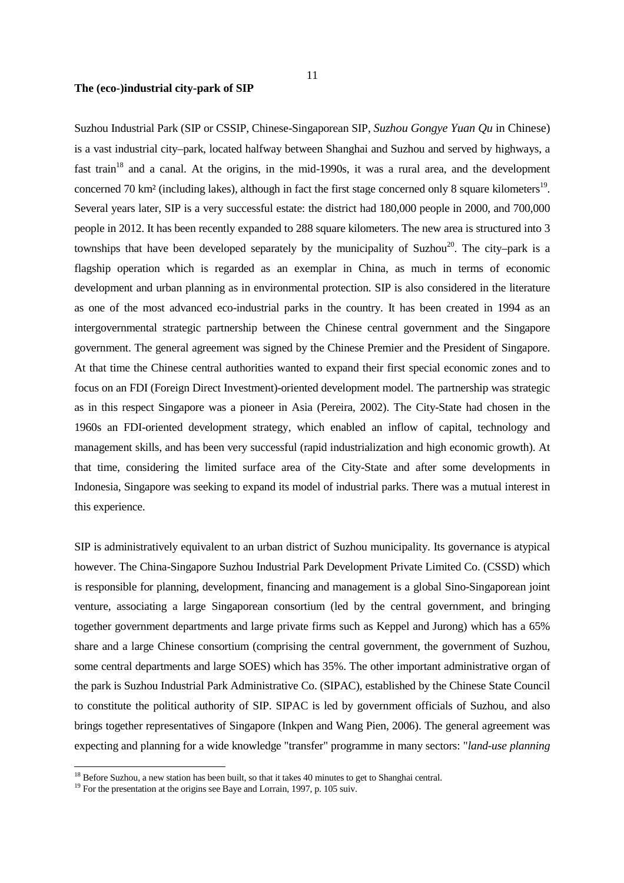**The (eco-)industrial city-park of SIP**

Suzhou Industrial Park (SIP or CSSIP, Chinese-Singaporean SIP, *Suzhou Gongye Yuan Qu* in Chinese) is a vast industrial city–park, located halfway between Shanghai and Suzhou and served by highways, a fast train[18] and a canal. At the origins, in the mid-1990s, it was a rural area, and the development concerned 70 km² (including lakes), although in fact the first stage concerned only 8 square kilometers[19]. Several years later, SIP is a very successful estate: the district had 180,000 people in 2000, and 700,000 people in 2012. It has been recently expanded to 288 square kilometers. The new area is structured into 3 townships that have been developed separately by the municipality of Suzhou[20]. The city–park is a flagship operation which is regarded as an exemplar in China, as much in terms of economic development and urban planning as in environmental protection. SIP is also considered in the literature as one of the most advanced eco-industrial parks in the country. It has been created in 1994 as an intergovernmental strategic partnership between the Chinese central government and the Singapore government. The general agreement was signed by the Chinese Premier and the President of Singapore. At that time the Chinese central authorities wanted to expand their first special economic zones and to focus on an FDI (Foreign Direct Investment)-oriented development model. The partnership was strategic as in this respect Singapore was a pioneer in Asia (Pereira, 2002). The City-State had chosen in the 1960s an FDI-oriented development strategy, which enabled an inflow of capital, technology and management skills, and has been very successful (rapid industrialization and high economic growth). At that time, considering the limited surface area of the City-State and after some developments in Indonesia, Singapore was seeking to expand its model of industrial parks. There was a mutual interest in this experience.

SIP is administratively equivalent to an urban district of Suzhou municipality. Its governance is atypical however. The China-Singapore Suzhou Industrial Park Development Private Limited Co. (CSSD) which is responsible for planning, development, financing and management is a global Sino-Singaporean joint venture, associating a large Singaporean consortium (led by the central government, and bringing together government departments and large private firms such as Keppel and Jurong) which has a 65% share and a large Chinese consortium (comprising the central government, the government of Suzhou, some central departments and large SOES) which has 35%. The other important administrative organ of the park is Suzhou Industrial Park Administrative Co. (SIPAC), established by the Chinese State Council to constitute the political authority of SIP. SIPAC is led by government officials of Suzhou, and also brings together representatives of Singapore (Inkpen and Wang Pien, 2006). The general agreement was expecting and planning for a wide knowledge "transfer" programme in many sectors: "*land-use planning*

[18] Before Suzhou, a new station has been built, so that it takes 40 minutes to get to Shanghai central.

[19] For the presentation at the origins see Baye and Lorrain, 1997, p. 105 suiv.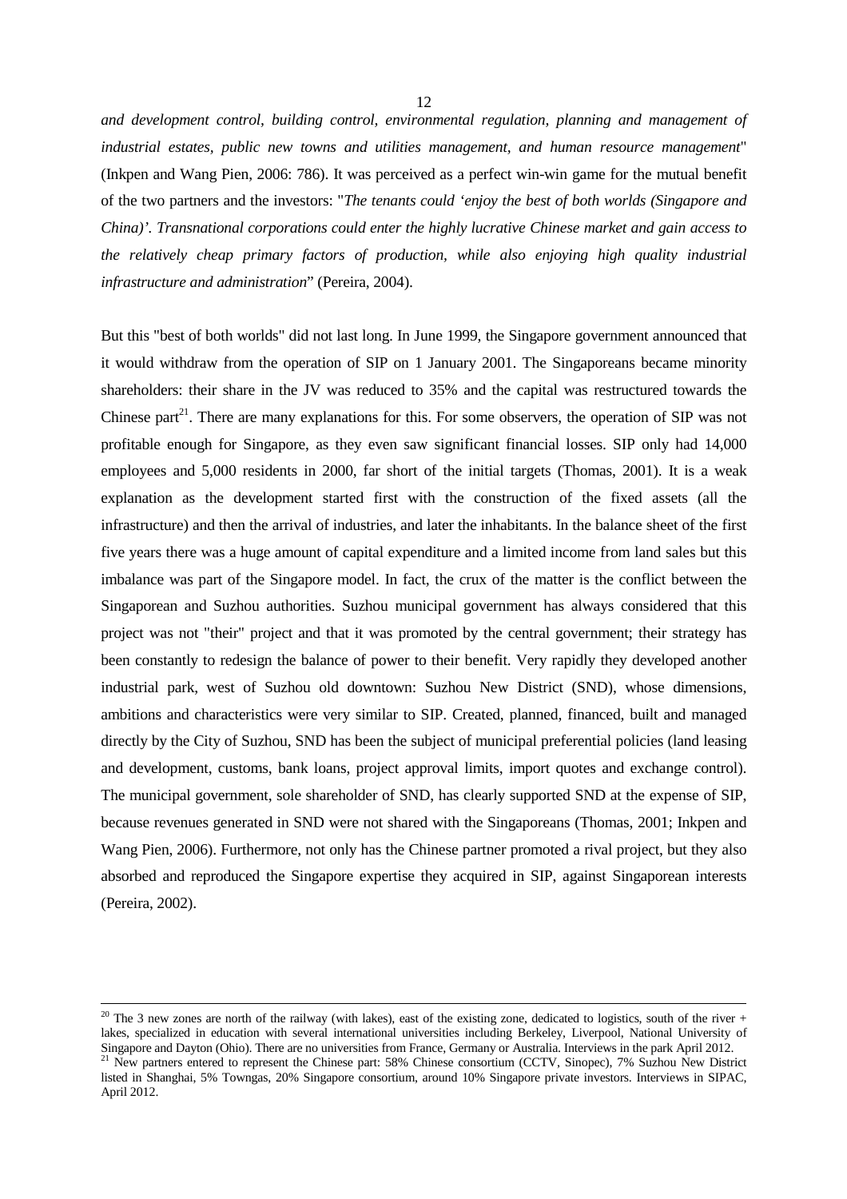*and development control, building control, environmental regulation, planning and management of industrial estates, public new towns and utilities management, and human resource management*" (Inkpen and Wang Pien, 2006: 786). It was perceived as a perfect win-win game for the mutual benefit of the two partners and the investors: "*The tenants could 'enjoy the best of both worlds (Singapore and China)'. Transnational corporations could enter the highly lucrative Chinese market and gain access to the relatively cheap primary factors of production, while also enjoying high quality industrial infrastructure and administration*" (Pereira, 2004).

But this "best of both worlds" did not last long. In June 1999, the Singapore government announced that it would withdraw from the operation of SIP on 1 January 2001. The Singaporeans became minority shareholders: their share in the JV was reduced to 35% and the capital was restructured towards the Chinese part[21]. There are many explanations for this. For some observers, the operation of SIP was not profitable enough for Singapore, as they even saw significant financial losses. SIP only had 14,000 employees and 5,000 residents in 2000, far short of the initial targets (Thomas, 2001). It is a weak explanation as the development started first with the construction of the fixed assets (all the infrastructure) and then the arrival of industries, and later the inhabitants. In the balance sheet of the first five years there was a huge amount of capital expenditure and a limited income from land sales but this imbalance was part of the Singapore model. In fact, the crux of the matter is the conflict between the Singaporean and Suzhou authorities. Suzhou municipal government has always considered that this project was not "their" project and that it was promoted by the central government; their strategy has been constantly to redesign the balance of power to their benefit. Very rapidly they developed another industrial park, west of Suzhou old downtown: Suzhou New District (SND), whose dimensions, ambitions and characteristics were very similar to SIP. Created, planned, financed, built and managed directly by the City of Suzhou, SND has been the subject of municipal preferential policies (land leasing and development, customs, bank loans, project approval limits, import quotes and exchange control). The municipal government, sole shareholder of SND, has clearly supported SND at the expense of SIP, because revenues generated in SND were not shared with the Singaporeans (Thomas, 2001; Inkpen and Wang Pien, 2006). Furthermore, not only has the Chinese partner promoted a rival project, but they also absorbed and reproduced the Singapore expertise they acquired in SIP, against Singaporean interests (Pereira, 2002).

---

[20] The 3 new zones are north of the railway (with lakes), east of the existing zone, dedicated to logistics, south of the river + lakes, specialized in education with several international universities including Berkeley, Liverpool, National University of Singapore and Dayton (Ohio). There are no universities from France, Germany or Australia. Interviews in the park April 2012.

[21] New partners entered to represent the Chinese part: 58% Chinese consortium (CCTV, Sinopec), 7% Suzhou New District listed in Shanghai, 5% Towngas, 20% Singapore consortium, around 10% Singapore private investors. Interviews in SIPAC, April 2012.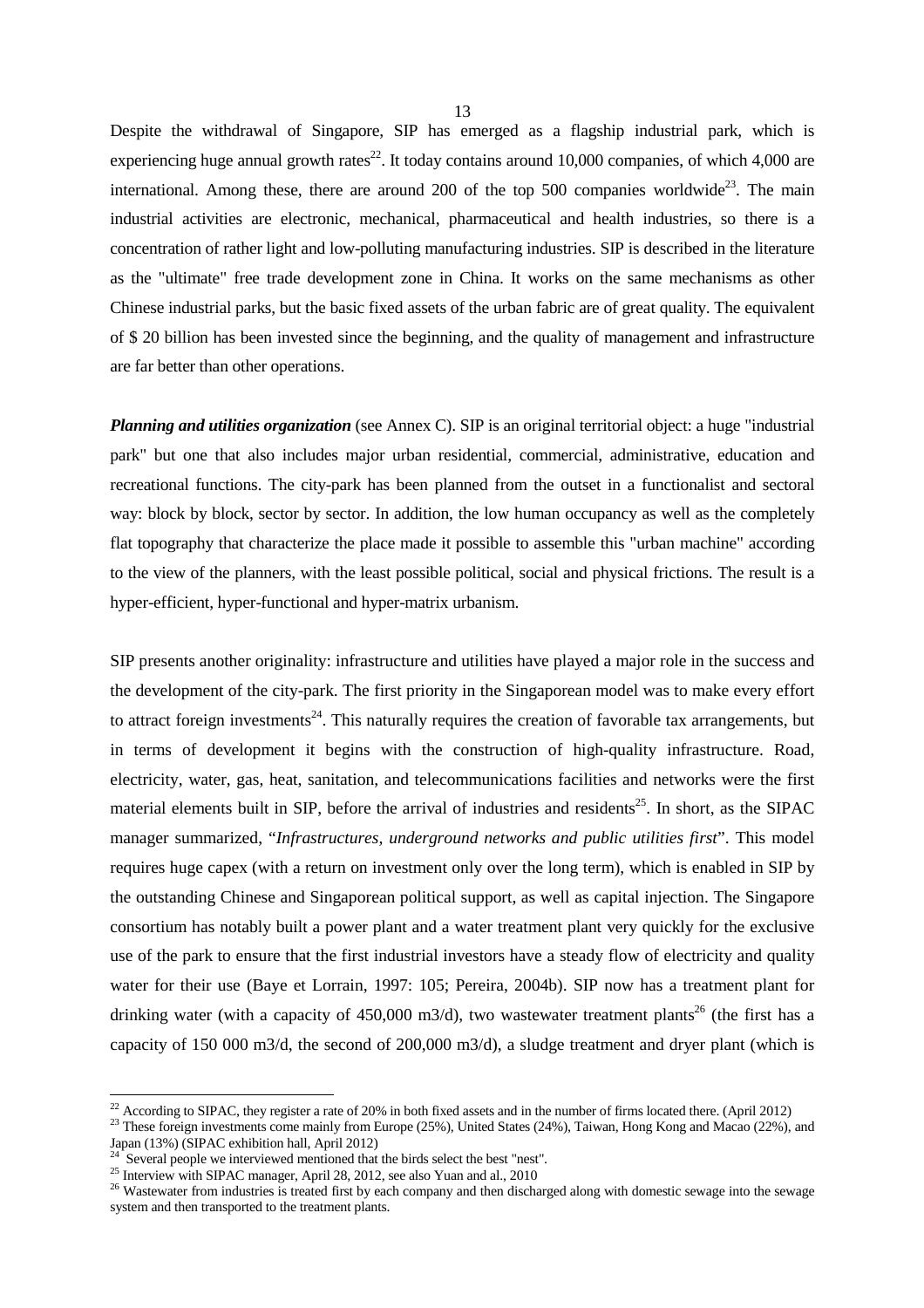Despite the withdrawal of Singapore, SIP has emerged as a flagship industrial park, which is experiencing huge annual growth rates[22]. It today contains around 10,000 companies, of which 4,000 are international. Among these, there are around 200 of the top 500 companies worldwide[23]. The main industrial activities are electronic, mechanical, pharmaceutical and health industries, so there is a concentration of rather light and low-polluting manufacturing industries. SIP is described in the literature as the "ultimate" free trade development zone in China. It works on the same mechanisms as other Chinese industrial parks, but the basic fixed assets of the urban fabric are of great quality. The equivalent of $ 20 billion has been invested since the beginning, and the quality of management and infrastructure are far better than other operations.

***Planning and utilities organization*** (see Annex C). SIP is an original territorial object: a huge "industrial park" but one that also includes major urban residential, commercial, administrative, education and recreational functions. The city-park has been planned from the outset in a functionalist and sectoral way: block by block, sector by sector. In addition, the low human occupancy as well as the completely flat topography that characterize the place made it possible to assemble this "urban machine" according to the view of the planners, with the least possible political, social and physical frictions. The result is a hyper-efficient, hyper-functional and hyper-matrix urbanism.

SIP presents another originality: infrastructure and utilities have played a major role in the success and the development of the city-park. The first priority in the Singaporean model was to make every effort to attract foreign investments[24]. This naturally requires the creation of favorable tax arrangements, but in terms of development it begins with the construction of high-quality infrastructure. Road, electricity, water, gas, heat, sanitation, and telecommunications facilities and networks were the first material elements built in SIP, before the arrival of industries and residents[25]. In short, as the SIPAC manager summarized, "*Infrastructures, underground networks and public utilities first*". This model requires huge capex (with a return on investment only over the long term), which is enabled in SIP by the outstanding Chinese and Singaporean political support, as well as capital injection. The Singapore consortium has notably built a power plant and a water treatment plant very quickly for the exclusive use of the park to ensure that the first industrial investors have a steady flow of electricity and quality water for their use (Baye et Lorrain, 1997: 105; Pereira, 2004b). SIP now has a treatment plant for drinking water (with a capacity of 450,000 m3/d), two wastewater treatment plants[26] (the first has a capacity of 150 000 m3/d, the second of 200,000 m3/d), a sludge treatment and dryer plant (which is

---

[22] According to SIPAC, they register a rate of 20% in both fixed assets and in the number of firms located there. (April 2012)

[23] These foreign investments come mainly from Europe (25%), United States (24%), Taiwan, Hong Kong and Macao (22%), and Japan (13%) (SIPAC exhibition hall, April 2012)

[24] Several people we interviewed mentioned that the birds select the best "nest".

[25] Interview with SIPAC manager, April 28, 2012, see also Yuan and al., 2010

[26] Wastewater from industries is treated first by each company and then discharged along with domestic sewage into the sewage system and then transported to the treatment plants.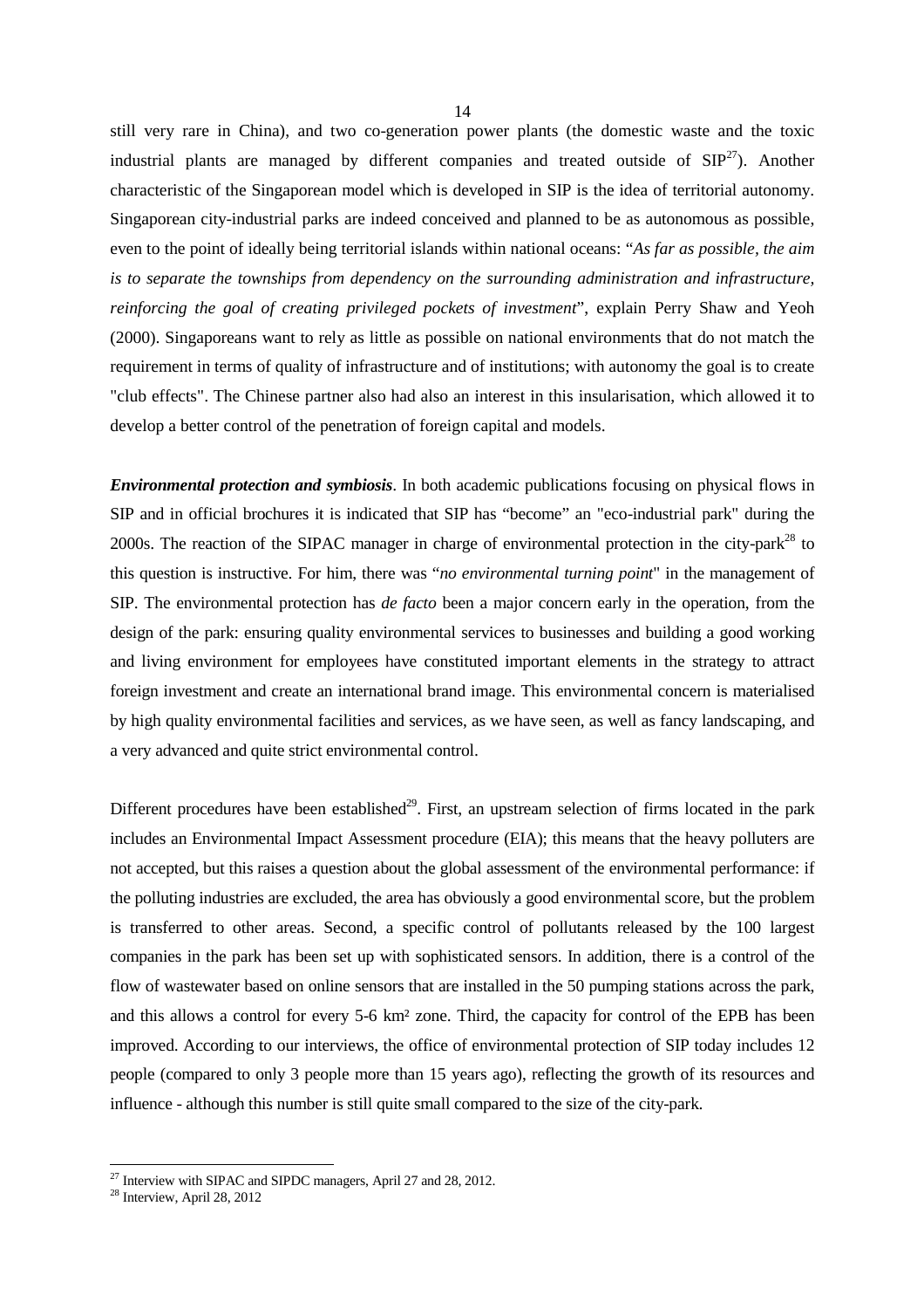still very rare in China), and two co-generation power plants (the domestic waste and the toxic industrial plants are managed by different companies and treated outside of SIP[27]). Another characteristic of the Singaporean model which is developed in SIP is the idea of territorial autonomy. Singaporean city-industrial parks are indeed conceived and planned to be as autonomous as possible, even to the point of ideally being territorial islands within national oceans: "*As far as possible, the aim is to separate the townships from dependency on the surrounding administration and infrastructure, reinforcing the goal of creating privileged pockets of investment*", explain Perry Shaw and Yeoh (2000). Singaporeans want to rely as little as possible on national environments that do not match the requirement in terms of quality of infrastructure and of institutions; with autonomy the goal is to create "club effects". The Chinese partner also had also an interest in this insularisation, which allowed it to develop a better control of the penetration of foreign capital and models.

***Environmental protection and symbiosis***. In both academic publications focusing on physical flows in SIP and in official brochures it is indicated that SIP has "become" an "eco-industrial park" during the 2000s. The reaction of the SIPAC manager in charge of environmental protection in the city-park[28] to this question is instructive. For him, there was "*no environmental turning point*" in the management of SIP. The environmental protection has *de facto* been a major concern early in the operation, from the design of the park: ensuring quality environmental services to businesses and building a good working and living environment for employees have constituted important elements in the strategy to attract foreign investment and create an international brand image. This environmental concern is materialised by high quality environmental facilities and services, as we have seen, as well as fancy landscaping, and a very advanced and quite strict environmental control.

Different procedures have been established[29]. First, an upstream selection of firms located in the park includes an Environmental Impact Assessment procedure (EIA); this means that the heavy polluters are not accepted, but this raises a question about the global assessment of the environmental performance: if the polluting industries are excluded, the area has obviously a good environmental score, but the problem is transferred to other areas. Second, a specific control of pollutants released by the 100 largest companies in the park has been set up with sophisticated sensors. In addition, there is a control of the flow of wastewater based on online sensors that are installed in the 50 pumping stations across the park, and this allows a control for every 5-6 km² zone. Third, the capacity for control of the EPB has been improved. According to our interviews, the office of environmental protection of SIP today includes 12 people (compared to only 3 people more than 15 years ago), reflecting the growth of its resources and influence - although this number is still quite small compared to the size of the city-park.

---

[27] Interview with SIPAC and SIPDC managers, April 27 and 28, 2012.

[28] Interview, April 28, 2012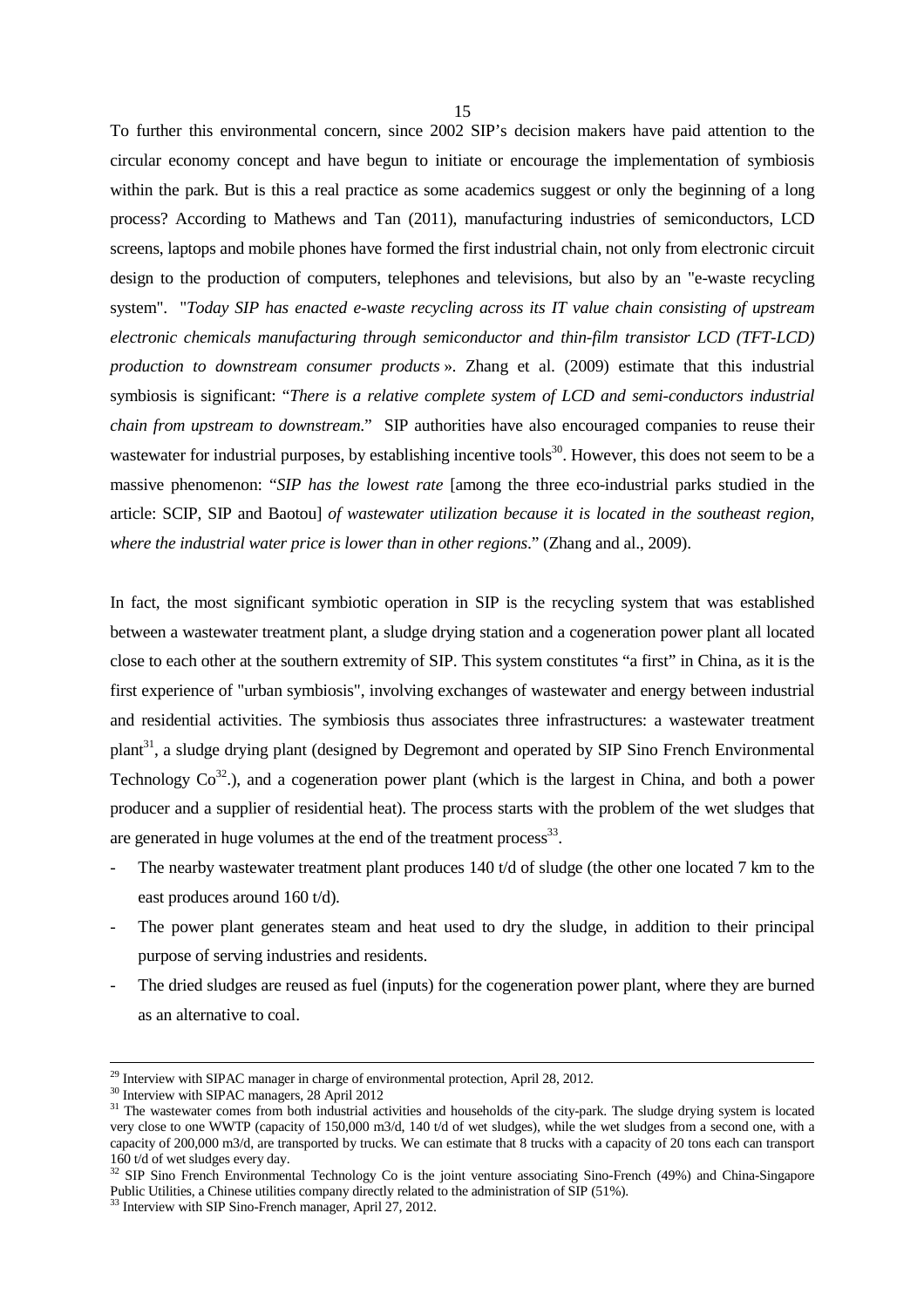To further this environmental concern, since 2002 SIP's decision makers have paid attention to the circular economy concept and have begun to initiate or encourage the implementation of symbiosis within the park. But is this a real practice as some academics suggest or only the beginning of a long process? According to Mathews and Tan (2011), manufacturing industries of semiconductors, LCD screens, laptops and mobile phones have formed the first industrial chain, not only from electronic circuit design to the production of computers, telephones and televisions, but also by an "e-waste recycling system". "*Today SIP has enacted e-waste recycling across its IT value chain consisting of upstream electronic chemicals manufacturing through semiconductor and thin-film transistor LCD (TFT-LCD) production to downstream consumer products* ». Zhang et al. (2009) estimate that this industrial symbiosis is significant: "*There is a relative complete system of LCD and semi-conductors industrial chain from upstream to downstream.*" SIP authorities have also encouraged companies to reuse their wastewater for industrial purposes, by establishing incentive tools[30]. However, this does not seem to be a massive phenomenon: "*SIP has the lowest rate* [among the three eco-industrial parks studied in the article: SCIP, SIP and Baotou] *of wastewater utilization because it is located in the southeast region, where the industrial water price is lower than in other regions*." (Zhang and al., 2009).

In fact, the most significant symbiotic operation in SIP is the recycling system that was established between a wastewater treatment plant, a sludge drying station and a cogeneration power plant all located close to each other at the southern extremity of SIP. This system constitutes "a first" in China, as it is the first experience of "urban symbiosis", involving exchanges of wastewater and energy between industrial and residential activities. The symbiosis thus associates three infrastructures: a wastewater treatment plant[31], a sludge drying plant (designed by Degremont and operated by SIP Sino French Environmental Technology Co[32].), and a cogeneration power plant (which is the largest in China, and both a power producer and a supplier of residential heat). The process starts with the problem of the wet sludges that are generated in huge volumes at the end of the treatment process[33].

- The nearby wastewater treatment plant produces 140 t/d of sludge (the other one located 7 km to the east produces around 160 t/d).
- The power plant generates steam and heat used to dry the sludge, in addition to their principal purpose of serving industries and residents.
- The dried sludges are reused as fuel (inputs) for the cogeneration power plant, where they are burned as an alternative to coal.

---

[29] Interview with SIPAC manager in charge of environmental protection, April 28, 2012.

[30] Interview with SIPAC managers, 28 April 2012

[31] The wastewater comes from both industrial activities and households of the city-park. The sludge drying system is located very close to one WWTP (capacity of 150,000 m3/d, 140 t/d of wet sludges), while the wet sludges from a second one, with a capacity of 200,000 m3/d, are transported by trucks. We can estimate that 8 trucks with a capacity of 20 tons each can transport 160 t/d of wet sludges every day.

[32] SIP Sino French Environmental Technology Co is the joint venture associating Sino-French (49%) and China-Singapore Public Utilities, a Chinese utilities company directly related to the administration of SIP (51%).

[33] Interview with SIP Sino-French manager, April 27, 2012.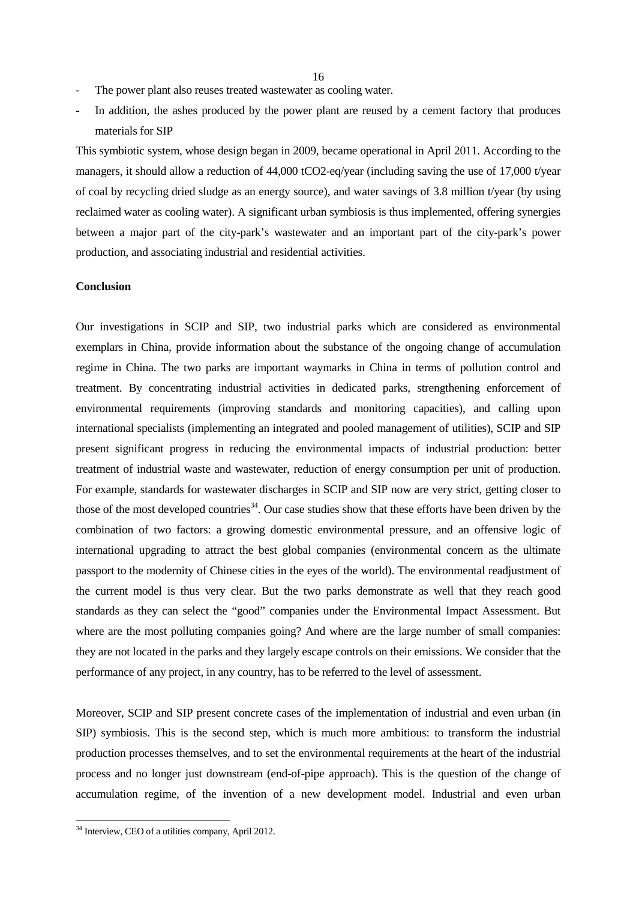- The power plant also reuses treated wastewater as cooling water.
- In addition, the ashes produced by the power plant are reused by a cement factory that produces materials for SIP

This symbiotic system, whose design began in 2009, became operational in April 2011. According to the managers, it should allow a reduction of 44,000 tCO2-eq/year (including saving the use of 17,000 t/year of coal by recycling dried sludge as an energy source), and water savings of 3.8 million t/year (by using reclaimed water as cooling water). A significant urban symbiosis is thus implemented, offering synergies between a major part of the city-park's wastewater and an important part of the city-park's power production, and associating industrial and residential activities.

**Conclusion**

Our investigations in SCIP and SIP, two industrial parks which are considered as environmental exemplars in China, provide information about the substance of the ongoing change of accumulation regime in China. The two parks are important waymarks in China in terms of pollution control and treatment. By concentrating industrial activities in dedicated parks, strengthening enforcement of environmental requirements (improving standards and monitoring capacities), and calling upon international specialists (implementing an integrated and pooled management of utilities), SCIP and SIP present significant progress in reducing the environmental impacts of industrial production: better treatment of industrial waste and wastewater, reduction of energy consumption per unit of production. For example, standards for wastewater discharges in SCIP and SIP now are very strict, getting closer to those of the most developed countries[34]. Our case studies show that these efforts have been driven by the combination of two factors: a growing domestic environmental pressure, and an offensive logic of international upgrading to attract the best global companies (environmental concern as the ultimate passport to the modernity of Chinese cities in the eyes of the world). The environmental readjustment of the current model is thus very clear. But the two parks demonstrate as well that they reach good standards as they can select the "good" companies under the Environmental Impact Assessment. But where are the most polluting companies going? And where are the large number of small companies: they are not located in the parks and they largely escape controls on their emissions. We consider that the performance of any project, in any country, has to be referred to the level of assessment.

Moreover, SCIP and SIP present concrete cases of the implementation of industrial and even urban (in SIP) symbiosis. This is the second step, which is much more ambitious: to transform the industrial production processes themselves, and to set the environmental requirements at the heart of the industrial process and no longer just downstream (end-of-pipe approach). This is the question of the change of accumulation regime, of the invention of a new development model. Industrial and even urban

[34] Interview, CEO of a utilities company, April 2012.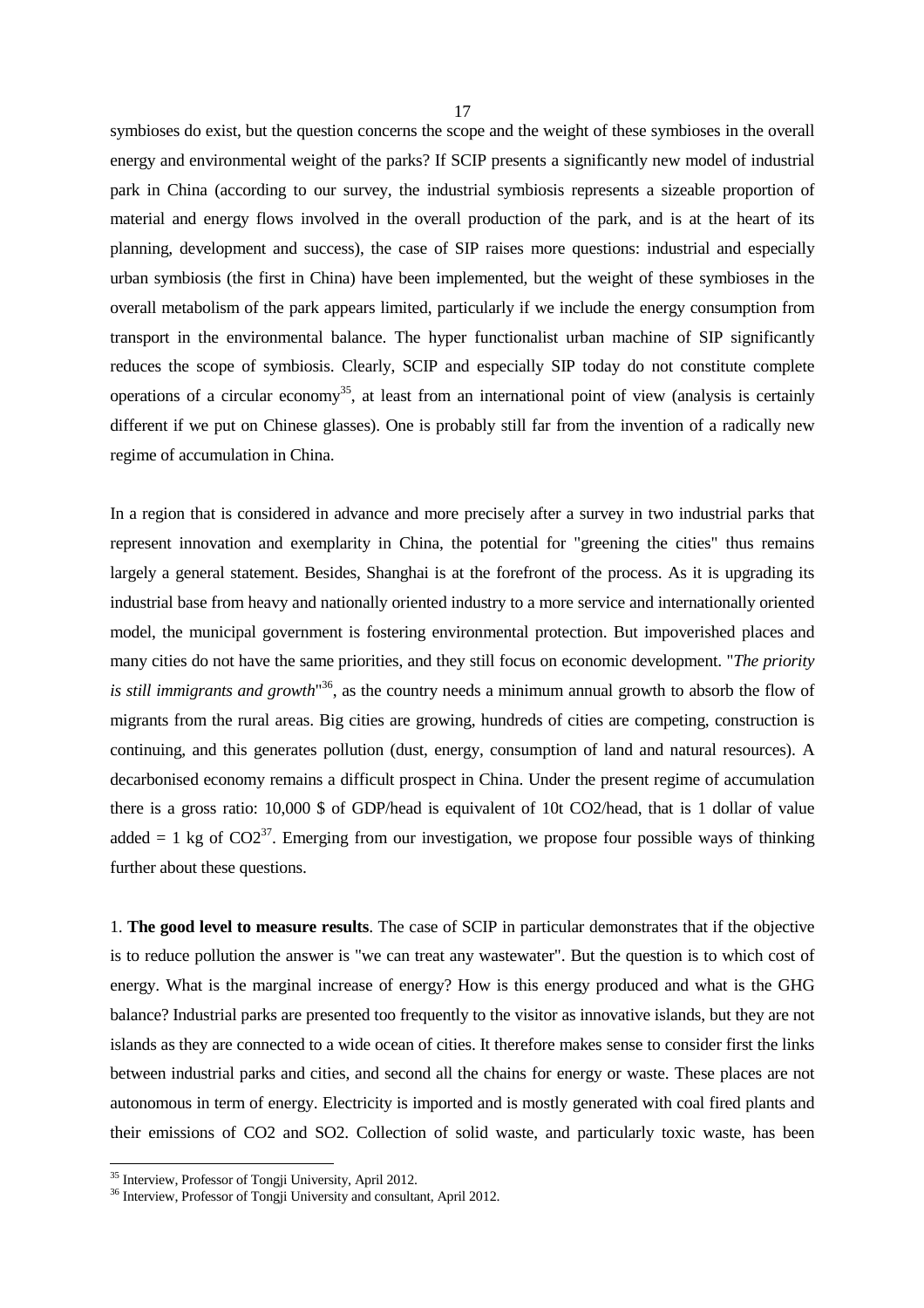symbioses do exist, but the question concerns the scope and the weight of these symbioses in the overall energy and environmental weight of the parks? If SCIP presents a significantly new model of industrial park in China (according to our survey, the industrial symbiosis represents a sizeable proportion of material and energy flows involved in the overall production of the park, and is at the heart of its planning, development and success), the case of SIP raises more questions: industrial and especially urban symbiosis (the first in China) have been implemented, but the weight of these symbioses in the overall metabolism of the park appears limited, particularly if we include the energy consumption from transport in the environmental balance. The hyper functionalist urban machine of SIP significantly reduces the scope of symbiosis. Clearly, SCIP and especially SIP today do not constitute complete operations of a circular economy[35], at least from an international point of view (analysis is certainly different if we put on Chinese glasses). One is probably still far from the invention of a radically new regime of accumulation in China.

In a region that is considered in advance and more precisely after a survey in two industrial parks that represent innovation and exemplarity in China, the potential for "greening the cities" thus remains largely a general statement. Besides, Shanghai is at the forefront of the process. As it is upgrading its industrial base from heavy and nationally oriented industry to a more service and internationally oriented model, the municipal government is fostering environmental protection. But impoverished places and many cities do not have the same priorities, and they still focus on economic development. "*The priority is still immigrants and growth*"[36], as the country needs a minimum annual growth to absorb the flow of migrants from the rural areas. Big cities are growing, hundreds of cities are competing, construction is continuing, and this generates pollution (dust, energy, consumption of land and natural resources). A decarbonised economy remains a difficult prospect in China. Under the present regime of accumulation there is a gross ratio: 10,000 $ of GDP/head is equivalent of 10t $CO_2$/head, that is 1 dollar of value added = 1 kg of $CO_2$[37]. Emerging from our investigation, we propose four possible ways of thinking further about these questions.

1. **The good level to measure results**. The case of SCIP in particular demonstrates that if the objective is to reduce pollution the answer is "we can treat any wastewater". But the question is to which cost of energy. What is the marginal increase of energy? How is this energy produced and what is the GHG balance? Industrial parks are presented too frequently to the visitor as innovative islands, but they are not islands as they are connected to a wide ocean of cities. It therefore makes sense to consider first the links between industrial parks and cities, and second all the chains for energy or waste. These places are not autonomous in term of energy. Electricity is imported and is mostly generated with coal fired plants and their emissions of $CO_2$ and $SO_2$. Collection of solid waste, and particularly toxic waste, has been

[35] Interview, Professor of Tongji University, April 2012.

[36] Interview, Professor of Tongji University and consultant, April 2012.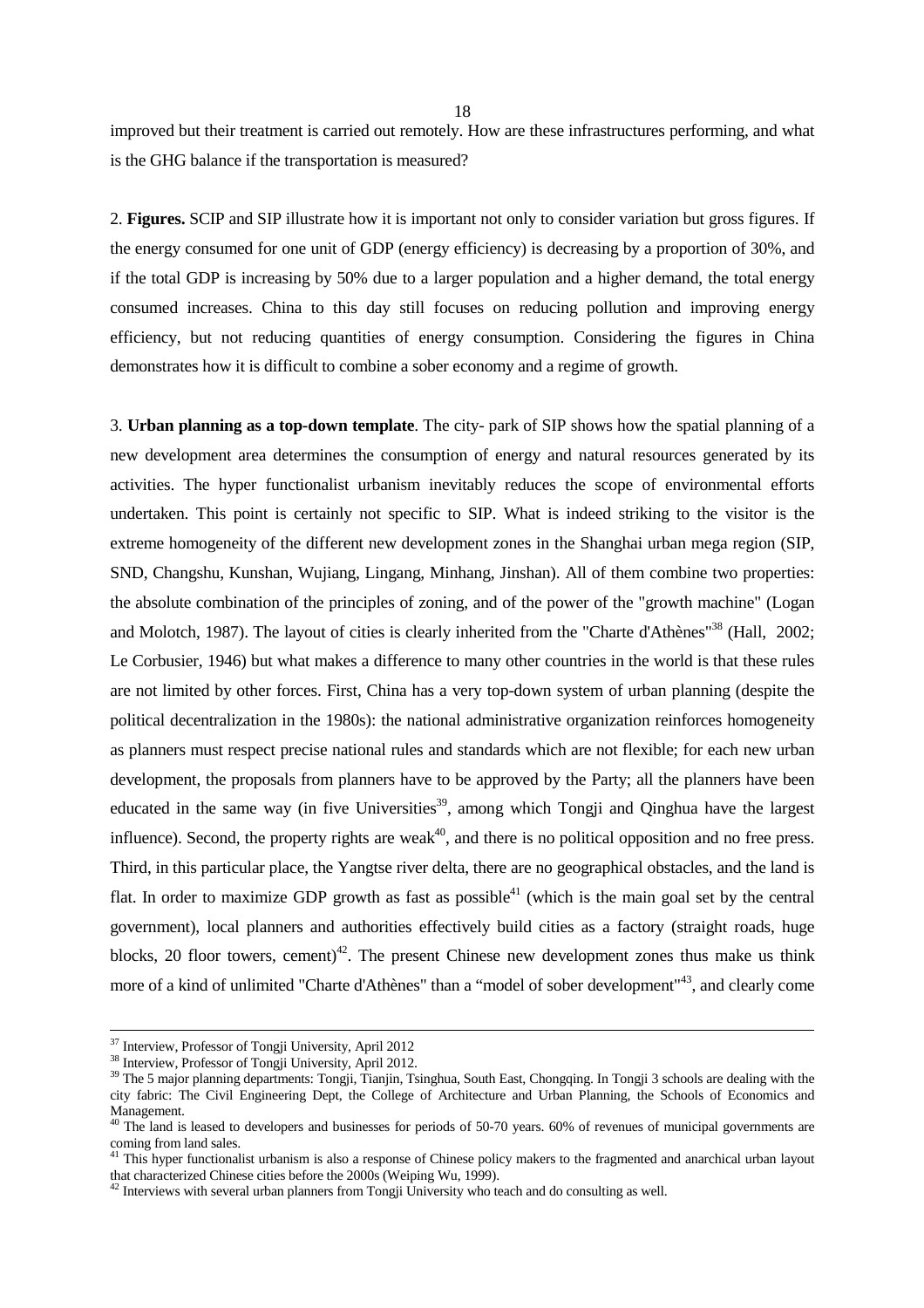improved but their treatment is carried out remotely. How are these infrastructures performing, and what is the GHG balance if the transportation is measured?

2. **Figures.** SCIP and SIP illustrate how it is important not only to consider variation but gross figures. If the energy consumed for one unit of GDP (energy efficiency) is decreasing by a proportion of 30%, and if the total GDP is increasing by 50% due to a larger population and a higher demand, the total energy consumed increases. China to this day still focuses on reducing pollution and improving energy efficiency, but not reducing quantities of energy consumption. Considering the figures in China demonstrates how it is difficult to combine a sober economy and a regime of growth.

3. **Urban planning as a top-down template**. The city- park of SIP shows how the spatial planning of a new development area determines the consumption of energy and natural resources generated by its activities. The hyper functionalist urbanism inevitably reduces the scope of environmental efforts undertaken. This point is certainly not specific to SIP. What is indeed striking to the visitor is the extreme homogeneity of the different new development zones in the Shanghai urban mega region (SIP, SND, Changshu, Kunshan, Wujiang, Lingang, Minhang, Jinshan). All of them combine two properties: the absolute combination of the principles of zoning, and of the power of the "growth machine" (Logan and Molotch, 1987). The layout of cities is clearly inherited from the "Charte d'Athènes"[38] (Hall, 2002; Le Corbusier, 1946) but what makes a difference to many other countries in the world is that these rules are not limited by other forces. First, China has a very top-down system of urban planning (despite the political decentralization in the 1980s): the national administrative organization reinforces homogeneity as planners must respect precise national rules and standards which are not flexible; for each new urban development, the proposals from planners have to be approved by the Party; all the planners have been educated in the same way (in five Universities[39], among which Tongji and Qinghua have the largest influence). Second, the property rights are weak[40], and there is no political opposition and no free press. Third, in this particular place, the Yangtse river delta, there are no geographical obstacles, and the land is flat. In order to maximize GDP growth as fast as possible[41] (which is the main goal set by the central government), local planners and authorities effectively build cities as a factory (straight roads, huge blocks, 20 floor towers, cement)[42]. The present Chinese new development zones thus make us think more of a kind of unlimited "Charte d'Athènes" than a "model of sober development"[43], and clearly come

---

[37] Interview, Professor of Tongji University, April 2012

[38] Interview, Professor of Tongji University, April 2012.

[39] The 5 major planning departments: Tongji, Tianjin, Tsinghua, South East, Chongqing. In Tongji 3 schools are dealing with the city fabric: The Civil Engineering Dept, the College of Architecture and Urban Planning, the Schools of Economics and Management.

[40] The land is leased to developers and businesses for periods of 50-70 years. 60% of revenues of municipal governments are coming from land sales.

[41] This hyper functionalist urbanism is also a response of Chinese policy makers to the fragmented and anarchical urban layout that characterized Chinese cities before the 2000s (Weiping Wu, 1999).

[42] Interviews with several urban planners from Tongji University who teach and do consulting as well.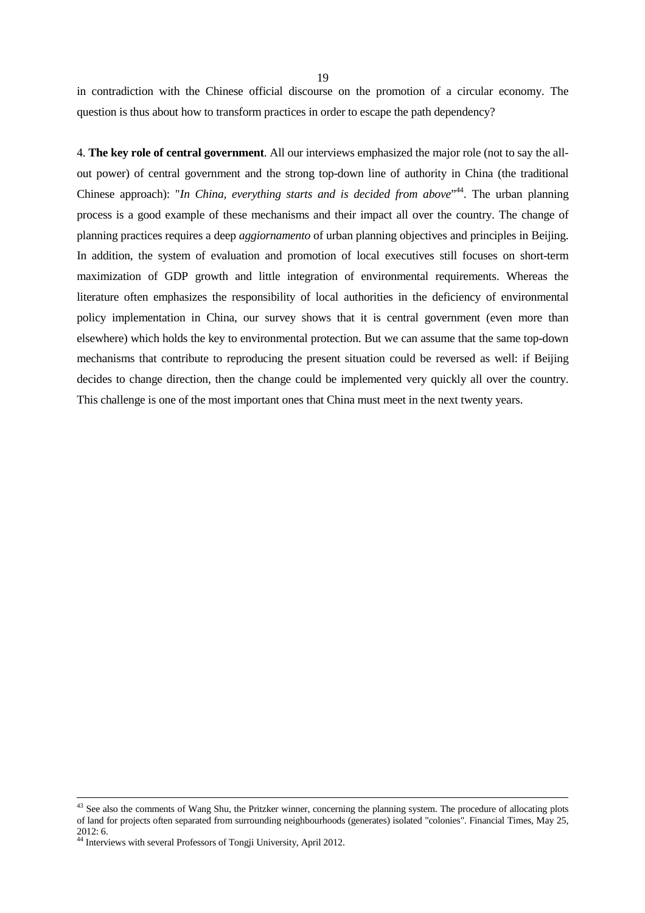in contradiction with the Chinese official discourse on the promotion of a circular economy. The question is thus about how to transform practices in order to escape the path dependency?

4. **The key role of central government**. All our interviews emphasized the major role (not to say the all-out power) of central government and the strong top-down line of authority in China (the traditional Chinese approach): "*In China, everything starts and is decided from above*"[44]. The urban planning process is a good example of these mechanisms and their impact all over the country. The change of planning practices requires a deep *aggiornamento* of urban planning objectives and principles in Beijing. In addition, the system of evaluation and promotion of local executives still focuses on short-term maximization of GDP growth and little integration of environmental requirements. Whereas the literature often emphasizes the responsibility of local authorities in the deficiency of environmental policy implementation in China, our survey shows that it is central government (even more than elsewhere) which holds the key to environmental protection. But we can assume that the same top-down mechanisms that contribute to reproducing the present situation could be reversed as well: if Beijing decides to change direction, then the change could be implemented very quickly all over the country. This challenge is one of the most important ones that China must meet in the next twenty years.

---

[43] See also the comments of Wang Shu, the Pritzker winner, concerning the planning system. The procedure of allocating plots of land for projects often separated from surrounding neighbourhoods (generates) isolated "colonies". Financial Times, May 25, 2012: 6.

[44] Interviews with several Professors of Tongji University, April 2012.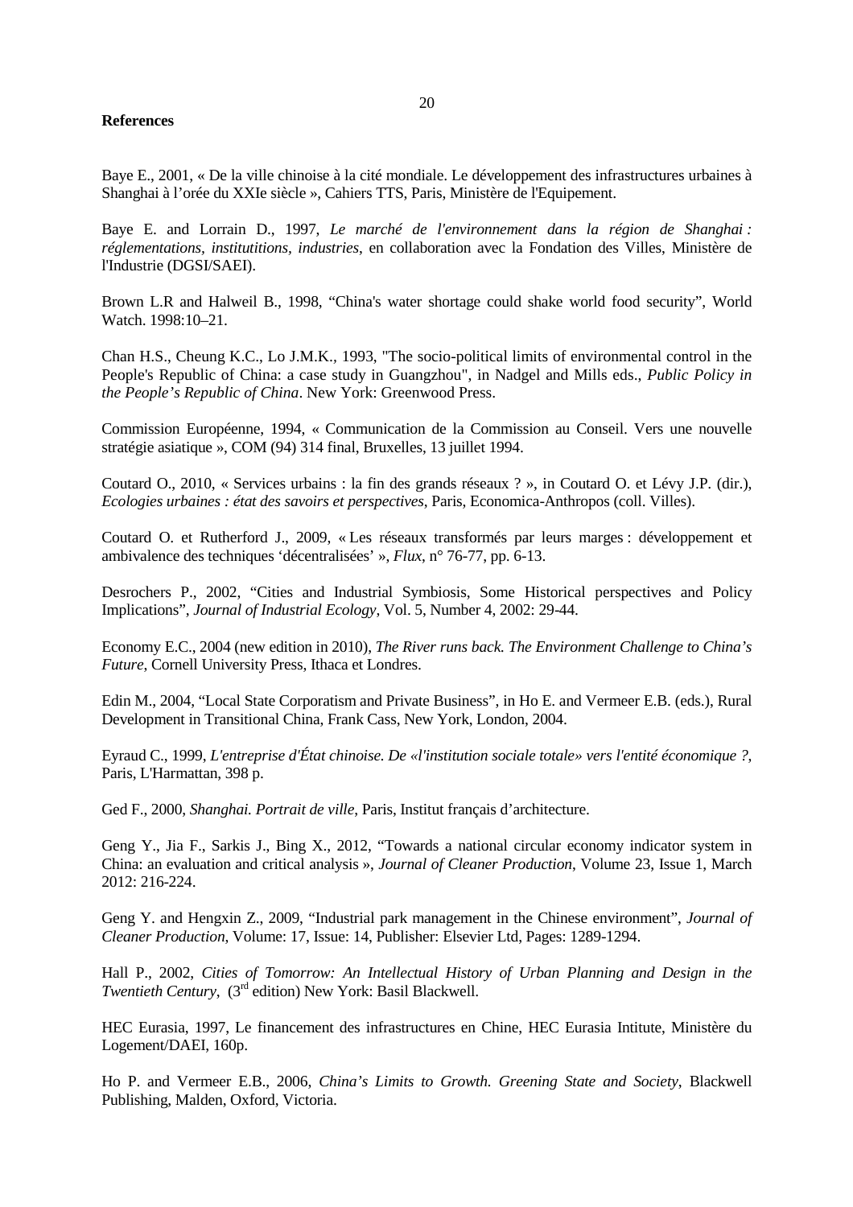**References**

Baye E., 2001, « De la ville chinoise à la cité mondiale. Le développement des infrastructures urbaines à Shanghai à l'orée du XXIe siècle », Cahiers TTS, Paris, Ministère de l'Equipement.

Baye E. and Lorrain D., 1997, *Le marché de l'environnement dans la région de Shanghai : réglementations, instituttitions, industries*, en collaboration avec la Fondation des Villes, Ministère de l'Industrie (DGSI/SAEI).

Brown L.R and Halweil B., 1998, "China's water shortage could shake world food security", World Watch. 1998:10–21.

Chan H.S., Cheung K.C., Lo J.M.K., 1993, "The socio-political limits of environmental control in the People's Republic of China: a case study in Guangzhou", in Nadgel and Mills eds., *Public Policy in the People's Republic of China*. New York: Greenwood Press.

Commission Européenne, 1994, « Communication de la Commission au Conseil. Vers une nouvelle stratégie asiatique », COM (94) 314 final, Bruxelles, 13 juillet 1994.

Coutard O., 2010, « Services urbains : la fin des grands réseaux ? », in Coutard O. et Lévy J.P. (dir.), *Ecologies urbaines : état des savoirs et perspectives*, Paris, Economica-Anthropos (coll. Villes).

Coutard O. et Rutherford J., 2009, « Les réseaux transformés par leurs marges : développement et ambivalence des techniques 'décentralisées' », *Flux*, n° 76-77, pp. 6-13.

Desrochers P., 2002, "Cities and Industrial Symbiosis, Some Historical perspectives and Policy Implications", *Journal of Industrial Ecology*, Vol. 5, Number 4, 2002: 29-44.

Economy E.C., 2004 (new edition in 2010), *The River runs back. The Environment Challenge to China's Future*, Cornell University Press, Ithaca et Londres.

Edin M., 2004, "Local State Corporatism and Private Business", in Ho E. and Vermeer E.B. (eds.), Rural Development in Transitional China, Frank Cass, New York, London, 2004.

Eyraud C., 1999, *L'entreprise d'État chinoise. De «l'institution sociale totale» vers l'entité économique ?*, Paris, L'Harmattan, 398 p.

Ged F., 2000, *Shanghai. Portrait de ville*, Paris, Institut français d'architecture.

Geng Y., Jia F., Sarkis J., Bing X., 2012, "Towards a national circular economy indicator system in China: an evaluation and critical analysis », *Journal of Cleaner Production*, Volume 23, Issue 1, March 2012: 216-224.

Geng Y. and Hengxin Z., 2009, "Industrial park management in the Chinese environment", *Journal of Cleaner Production*, Volume: 17, Issue: 14, Publisher: Elsevier Ltd, Pages: 1289-1294.

Hall P., 2002, *Cities of Tomorrow: An Intellectual History of Urban Planning and Design in the Twentieth Century*, (3rd edition) New York: Basil Blackwell.

HEC Eurasia, 1997, Le financement des infrastructures en Chine, HEC Eurasia Intitute, Ministère du Logement/DAEI, 160p.

Ho P. and Vermeer E.B., 2006, *China's Limits to Growth. Greening State and Society*, Blackwell Publishing, Malden, Oxford, Victoria.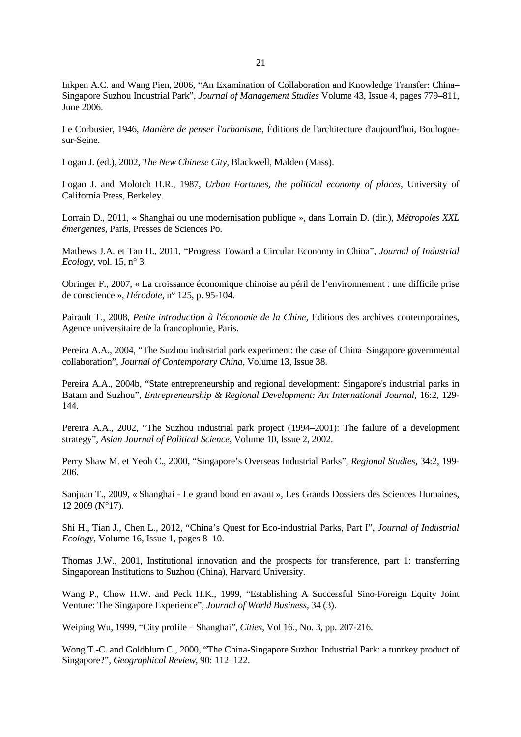Inkpen A.C. and Wang Pien, 2006, "An Examination of Collaboration and Knowledge Transfer: China–Singapore Suzhou Industrial Park", *Journal of Management Studies* Volume 43, Issue 4, pages 779–811, June 2006.

Le Corbusier, 1946, *Manière de penser l'urbanisme*, Éditions de l'architecture d'aujourd'hui, Boulogne-sur-Seine.

Logan J. (ed.), 2002, *The New Chinese City*, Blackwell, Malden (Mass).

Logan J. and Molotch H.R., 1987, *Urban Fortunes, the political economy of places*, University of California Press, Berkeley.

Lorrain D., 2011, « Shanghai ou une modernisation publique », dans Lorrain D. (dir.), *Métropoles XXL émergentes*, Paris, Presses de Sciences Po.

Mathews J.A. et Tan H., 2011, "Progress Toward a Circular Economy in China", *Journal of Industrial Ecology*, vol. 15, n° 3.

Obringer F., 2007, « La croissance économique chinoise au péril de l'environnement : une difficile prise de conscience », *Hérodote*, n° 125, p. 95-104.

Pairault T., 2008, *Petite introduction à l'économie de la Chine,* Editions des archives contemporaines, Agence universitaire de la francophonie, Paris.

Pereira A.A., 2004, "The Suzhou industrial park experiment: the case of China–Singapore governmental collaboration", *Journal of Contemporary China*, Volume 13, Issue 38.

Pereira A.A., 2004b, "State entrepreneurship and regional development: Singapore's industrial parks in Batam and Suzhou", *Entrepreneurship & Regional Development: An International Journal*, 16:2, 129-144.

Pereira A.A., 2002, "The Suzhou industrial park project (1994–2001): The failure of a development strategy", *Asian Journal of Political Science*, Volume 10, Issue 2, 2002.

Perry Shaw M. et Yeoh C., 2000, "Singapore's Overseas Industrial Parks", *Regional Studies*, 34:2, 199-206.

Sanjuan T., 2009, « Shanghai - Le grand bond en avant », Les Grands Dossiers des Sciences Humaines, 12 2009 (N°17).

Shi H., Tian J., Chen L., 2012, "China's Quest for Eco-industrial Parks, Part I", *Journal of Industrial Ecology*, Volume 16, Issue 1, pages 8–10.

Thomas J.W., 2001, Institutional innovation and the prospects for transference, part 1: transferring Singaporean Institutions to Suzhou (China), Harvard University.

Wang P., Chow H.W. and Peck H.K., 1999, "Establishing A Successful Sino-Foreign Equity Joint Venture: The Singapore Experience", *Journal of World Business*, 34 (3).

Weiping Wu, 1999, "City profile – Shanghai", *Cities*, Vol 16., No. 3, pp. 207-216.

Wong T.-C. and Goldblum C., 2000, "The China-Singapore Suzhou Industrial Park: a tunrkey product of Singapore?", *Geographical Review*, 90: 112–122.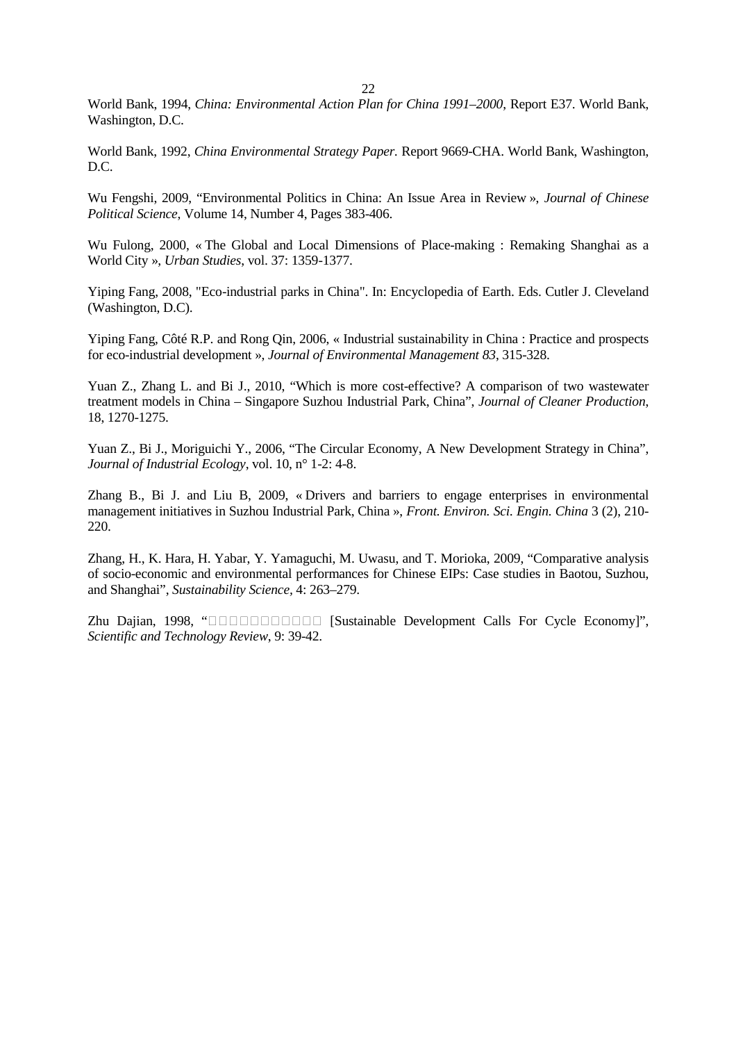World Bank, 1994, *China: Environmental Action Plan for China 1991–2000*, Report E37. World Bank, Washington, D.C.

World Bank, 1992, *China Environmental Strategy Paper*. Report 9669-CHA. World Bank, Washington, D.C.

Wu Fengshi, 2009, "Environmental Politics in China: An Issue Area in Review », *Journal of Chinese Political Science*, Volume 14, Number 4, Pages 383-406.

Wu Fulong, 2000, « The Global and Local Dimensions of Place-making : Remaking Shanghai as a World City », *Urban Studies*, vol. 37: 1359-1377.

Yiping Fang, 2008, "Eco-industrial parks in China". In: Encyclopedia of Earth. Eds. Cutler J. Cleveland (Washington, D.C).

Yiping Fang, Côté R.P. and Rong Qin, 2006, « Industrial sustainability in China : Practice and prospects for eco-industrial development », *Journal of Environmental Management 83*, 315-328.

Yuan Z., Zhang L. and Bi J., 2010, "Which is more cost-effective? A comparison of two wastewater treatment models in China – Singapore Suzhou Industrial Park, China", *Journal of Cleaner Production*, 18, 1270-1275.

Yuan Z., Bi J., Moriguichi Y., 2006, "The Circular Economy, A New Development Strategy in China", *Journal of Industrial Ecology*, vol. 10, n° 1-2: 4-8.

Zhang B., Bi J. and Liu B, 2009, « Drivers and barriers to engage enterprises in environmental management initiatives in Suzhou Industrial Park, China », *Front. Environ. Sci. Engin. China* 3 (2), 210-220.

Zhang, H., K. Hara, H. Yabar, Y. Yamaguchi, M. Uwasu, and T. Morioka, 2009, "Comparative analysis of socio-economic and environmental performances for Chinese EIPs: Case studies in Baotou, Suzhou, and Shanghai", *Sustainability Science*, 4: 263–279.

Zhu Dajian, 1998, "□□□□□□□□□□□ [Sustainable Development Calls For Cycle Economy]", *Scientific and Technology Review*, 9: 39-42.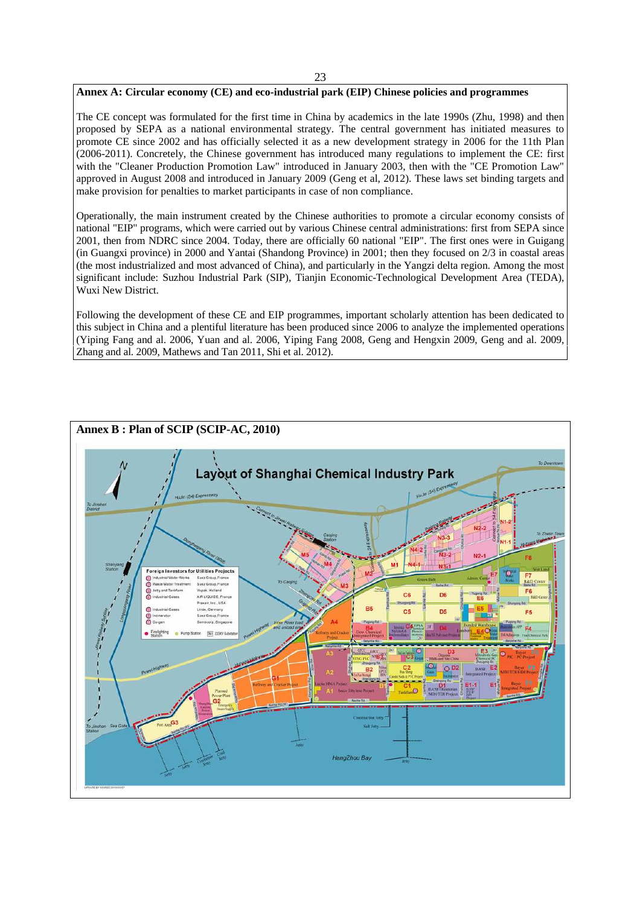## Annex A: Circular economy (CE) and eco-industrial park (EIP) Chinese policies and programmes

The CE concept was formulated for the first time in China by academics in the late 1990s (Zhu, 1998) and then proposed by SEPA as a national environmental strategy. The central government has initiated measures to promote CE since 2002 and has officially selected it as a new development strategy in 2006 for the 11th Plan (2006-2011). Concretely, the Chinese government has introduced many regulations to implement the CE: first with the "Cleaner Production Promotion Law" introduced in January 2003, then with the "CE Promotion Law" approved in August 2008 and introduced in January 2009 (Geng et al, 2012). These laws set binding targets and make provision for penalties to market participants in case of non compliance.

Operationally, the main instrument created by the Chinese authorities to promote a circular economy consists of national "EIP" programs, which were carried out by various Chinese central administrations: first from SEPA since 2001, then from NDRC since 2004. Today, there are officially 60 national "EIP". The first ones were in Guigang (in Guangxi province) in 2000 and Yantai (Shandong Province) in 2001; then they focused on 2/3 in coastal areas (the most industrialized and most advanced of China), and particularly in the Yangzi delta region. Among the most significant include: Suzhou Industrial Park (SIP), Tianjin Economic-Technological Development Area (TEDA), Wuxi New District.

Following the development of these CE and EIP programmes, important scholarly attention has been dedicated to this subject in China and a plentiful literature has been produced since 2006 to analyze the implemented operations (Yiping Fang and al. 2006, Yuan and al. 2006, Yiping Fang 2008, Geng and Hengxin 2009, Geng and al. 2009, Zhang and al. 2009, Mathews and Tan 2011, Shi et al. 2012).

## Annex B : Plan of SCIP (SCIP-AC, 2010)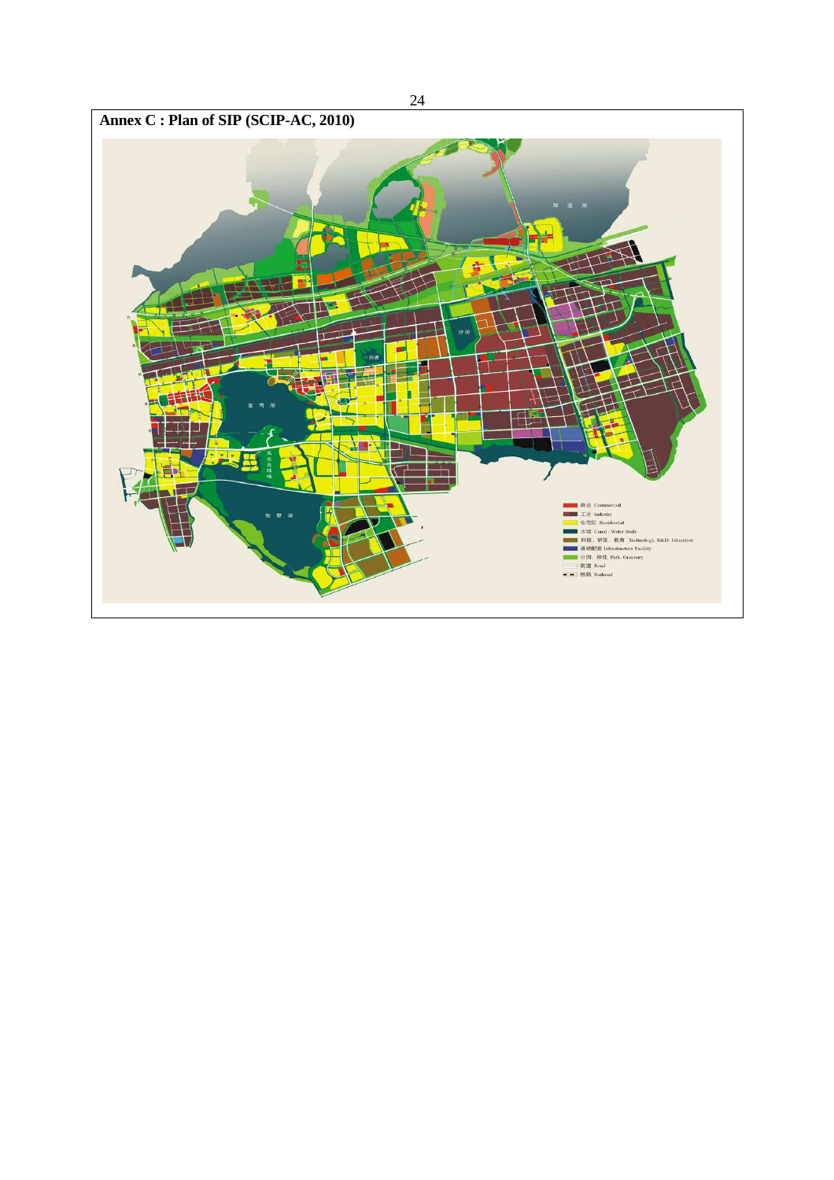**Annex C : Plan of SIP (SCIP-AC, 2010)**

商业 Commercial
工业 Industry
住宅区 Residential
水域 Canal / Water Body
科技、研发、教育 Technology, R&D, Education
基础配套 Infrastructure Facility
公园、绿化 Park, Greenery
街道 Road
铁路 Railroad